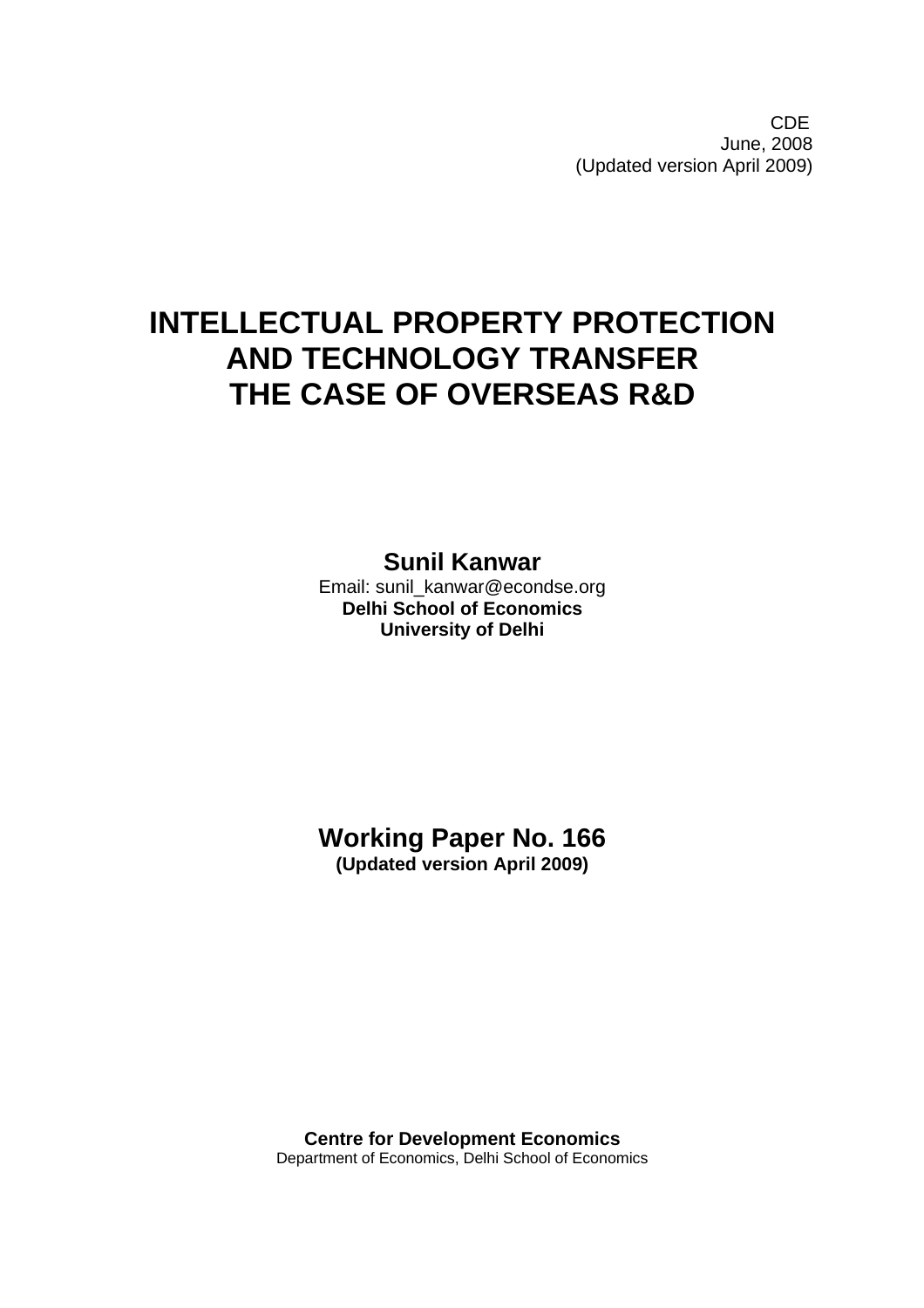CDE
June, 2008
(Updated version April 2009)

# INTELLECTUAL PROPERTY PROTECTION AND TECHNOLOGY TRANSFER THE CASE OF OVERSEAS R&D

**Sunil Kanwar**
Email: sunil_kanwar@econdse.org
**Delhi School of Economics**
**University of Delhi**

**Working Paper No. 166**
**(Updated version April 2009)**

**Centre for Development Economics**
Department of Economics, Delhi School of Economics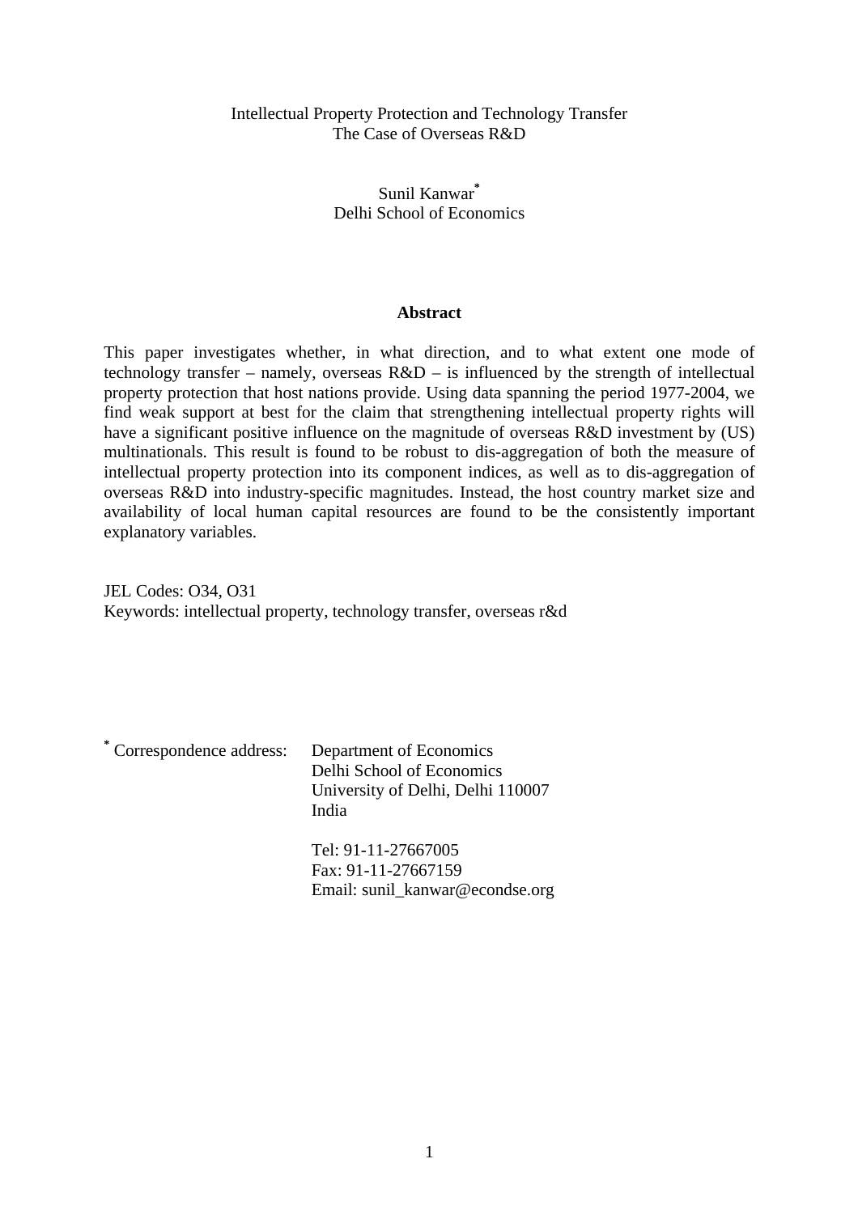# Intellectual Property Protection and Technology Transfer
## The Case of Overseas R&D

Sunil Kanwar[*]
Delhi School of Economics

### Abstract

This paper investigates whether, in what direction, and to what extent one mode of technology transfer – namely, overseas R&D – is influenced by the strength of intellectual property protection that host nations provide. Using data spanning the period 1977-2004, we find weak support at best for the claim that strengthening intellectual property rights will have a significant positive influence on the magnitude of overseas R&D investment by (US) multinationals. This result is found to be robust to dis-aggregation of both the measure of intellectual property protection into its component indices, as well as to dis-aggregation of overseas R&D into industry-specific magnitudes. Instead, the host country market size and availability of local human capital resources are found to be the consistently important explanatory variables.

JEL Codes: O34, O31
Keywords: intellectual property, technology transfer, overseas r&d

[*] Correspondence address: Department of Economics
Delhi School of Economics
University of Delhi, Delhi 110007
India

Tel: 91-11-27667005
Fax: 91-11-27667159
Email: sunil_kanwar@econdse.org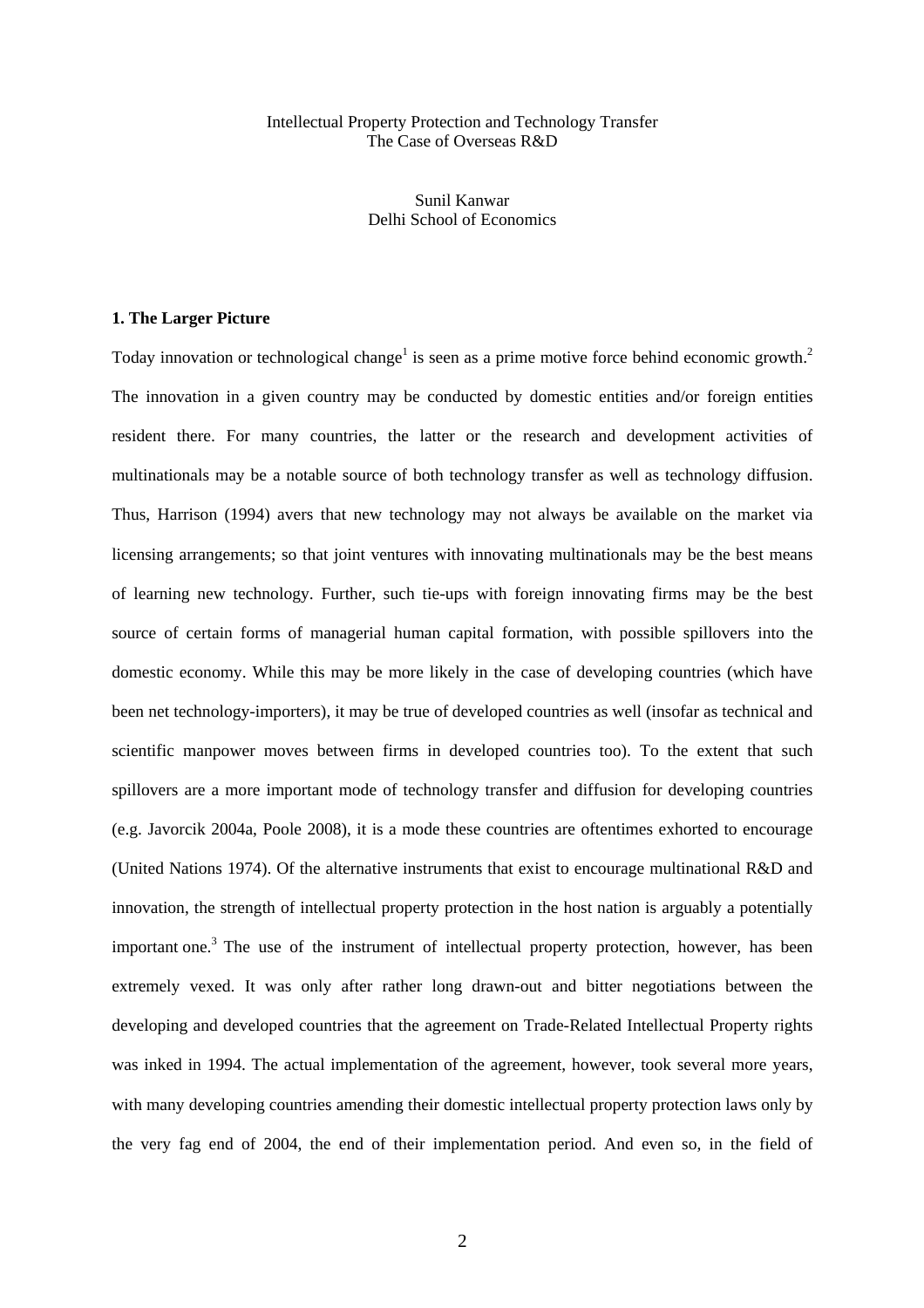Intellectual Property Protection and Technology Transfer
The Case of Overseas R&D

Sunil Kanwar
Delhi School of Economics

## 1. The Larger Picture

Today innovation or technological change[1] is seen as a prime motive force behind economic growth.[2] The innovation in a given country may be conducted by domestic entities and/or foreign entities resident there. For many countries, the latter or the research and development activities of multinationals may be a notable source of both technology transfer as well as technology diffusion. Thus, Harrison (1994) avers that new technology may not always be available on the market via licensing arrangements; so that joint ventures with innovating multinationals may be the best means of learning new technology. Further, such tie-ups with foreign innovating firms may be the best source of certain forms of managerial human capital formation, with possible spillovers into the domestic economy. While this may be more likely in the case of developing countries (which have been net technology-importers), it may be true of developed countries as well (insofar as technical and scientific manpower moves between firms in developed countries too). To the extent that such spillovers are a more important mode of technology transfer and diffusion for developing countries (e.g. Javorcik 2004a, Poole 2008), it is a mode these countries are oftentimes exhorted to encourage (United Nations 1974). Of the alternative instruments that exist to encourage multinational R&D and innovation, the strength of intellectual property protection in the host nation is arguably a potentially important one.[3] The use of the instrument of intellectual property protection, however, has been extremely vexed. It was only after rather long drawn-out and bitter negotiations between the developing and developed countries that the agreement on Trade-Related Intellectual Property rights was inked in 1994. The actual implementation of the agreement, however, took several more years, with many developing countries amending their domestic intellectual property protection laws only by the very fag end of 2004, the end of their implementation period. And even so, in the field of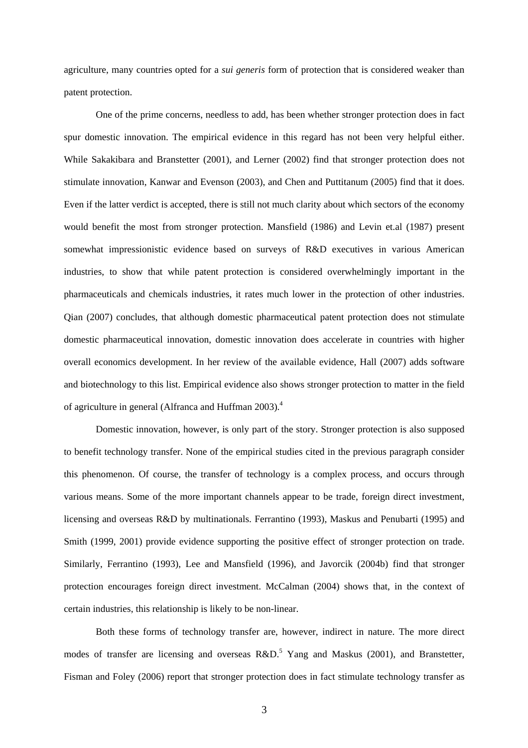agriculture, many countries opted for a *sui generis* form of protection that is considered weaker than patent protection.

One of the prime concerns, needless to add, has been whether stronger protection does in fact spur domestic innovation. The empirical evidence in this regard has not been very helpful either. While Sakakibara and Branstetter (2001), and Lerner (2002) find that stronger protection does not stimulate innovation, Kanwar and Evenson (2003), and Chen and Puttitanum (2005) find that it does. Even if the latter verdict is accepted, there is still not much clarity about which sectors of the economy would benefit the most from stronger protection. Mansfield (1986) and Levin et.al (1987) present somewhat impressionistic evidence based on surveys of R&D executives in various American industries, to show that while patent protection is considered overwhelmingly important in the pharmaceuticals and chemicals industries, it rates much lower in the protection of other industries. Qian (2007) concludes, that although domestic pharmaceutical patent protection does not stimulate domestic pharmaceutical innovation, domestic innovation does accelerate in countries with higher overall economics development. In her review of the available evidence, Hall (2007) adds software and biotechnology to this list. Empirical evidence also shows stronger protection to matter in the field of agriculture in general (Alfranca and Huffman 2003).[4]

Domestic innovation, however, is only part of the story. Stronger protection is also supposed to benefit technology transfer. None of the empirical studies cited in the previous paragraph consider this phenomenon. Of course, the transfer of technology is a complex process, and occurs through various means. Some of the more important channels appear to be trade, foreign direct investment, licensing and overseas R&D by multinationals. Ferrantino (1993), Maskus and Penubarti (1995) and Smith (1999, 2001) provide evidence supporting the positive effect of stronger protection on trade. Similarly, Ferrantino (1993), Lee and Mansfield (1996), and Javorcik (2004b) find that stronger protection encourages foreign direct investment. McCalman (2004) shows that, in the context of certain industries, this relationship is likely to be non-linear.

Both these forms of technology transfer are, however, indirect in nature. The more direct modes of transfer are licensing and overseas R&D.[5] Yang and Maskus (2001), and Branstetter, Fisman and Foley (2006) report that stronger protection does in fact stimulate technology transfer as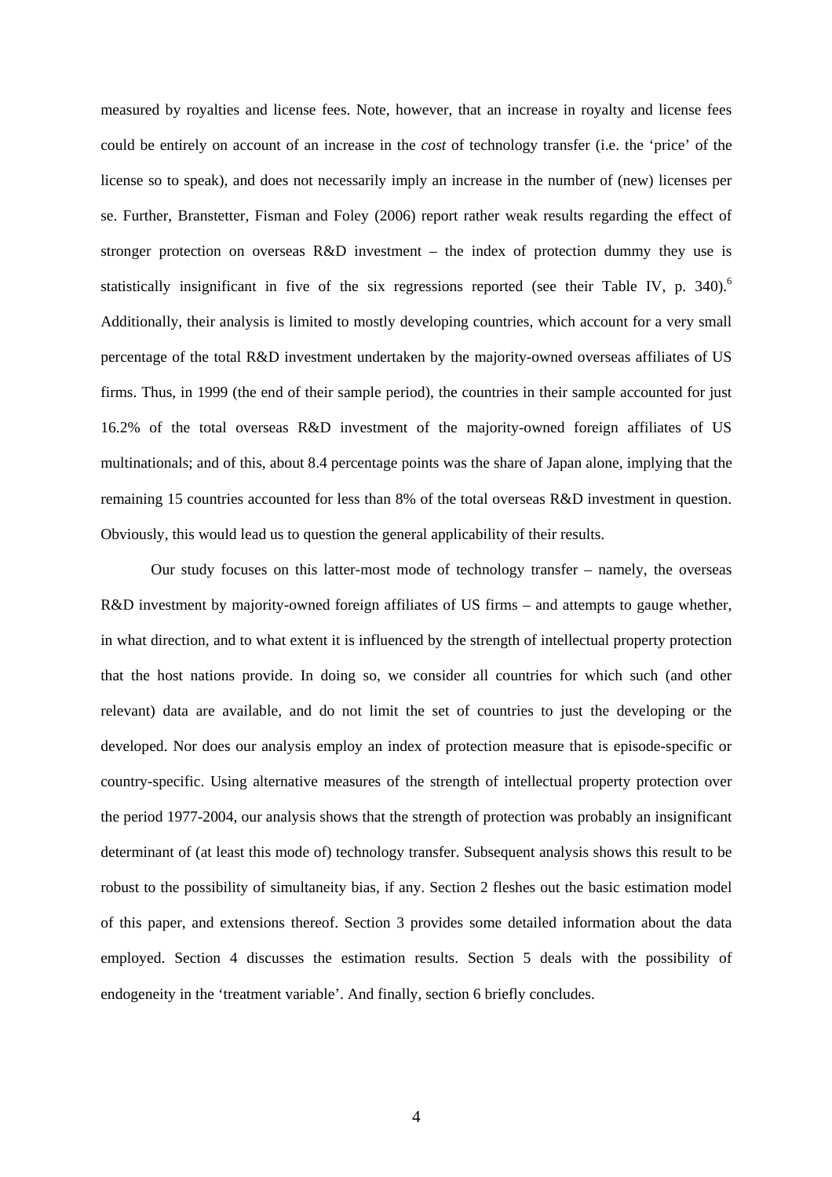measured by royalties and license fees. Note, however, that an increase in royalty and license fees could be entirely on account of an increase in the *cost* of technology transfer (i.e. the 'price' of the license so to speak), and does not necessarily imply an increase in the number of (new) licenses per se. Further, Branstetter, Fisman and Foley (2006) report rather weak results regarding the effect of stronger protection on overseas R&D investment – the index of protection dummy they use is statistically insignificant in five of the six regressions reported (see their Table IV, p. 340).[6] Additionally, their analysis is limited to mostly developing countries, which account for a very small percentage of the total R&D investment undertaken by the majority-owned overseas affiliates of US firms. Thus, in 1999 (the end of their sample period), the countries in their sample accounted for just 16.2% of the total overseas R&D investment of the majority-owned foreign affiliates of US multinationals; and of this, about 8.4 percentage points was the share of Japan alone, implying that the remaining 15 countries accounted for less than 8% of the total overseas R&D investment in question. Obviously, this would lead us to question the general applicability of their results.

Our study focuses on this latter-most mode of technology transfer – namely, the overseas R&D investment by majority-owned foreign affiliates of US firms – and attempts to gauge whether, in what direction, and to what extent it is influenced by the strength of intellectual property protection that the host nations provide. In doing so, we consider all countries for which such (and other relevant) data are available, and do not limit the set of countries to just the developing or the developed. Nor does our analysis employ an index of protection measure that is episode-specific or country-specific. Using alternative measures of the strength of intellectual property protection over the period 1977-2004, our analysis shows that the strength of protection was probably an insignificant determinant of (at least this mode of) technology transfer. Subsequent analysis shows this result to be robust to the possibility of simultaneity bias, if any. Section 2 fleshes out the basic estimation model of this paper, and extensions thereof. Section 3 provides some detailed information about the data employed. Section 4 discusses the estimation results. Section 5 deals with the possibility of endogeneity in the 'treatment variable'. And finally, section 6 briefly concludes.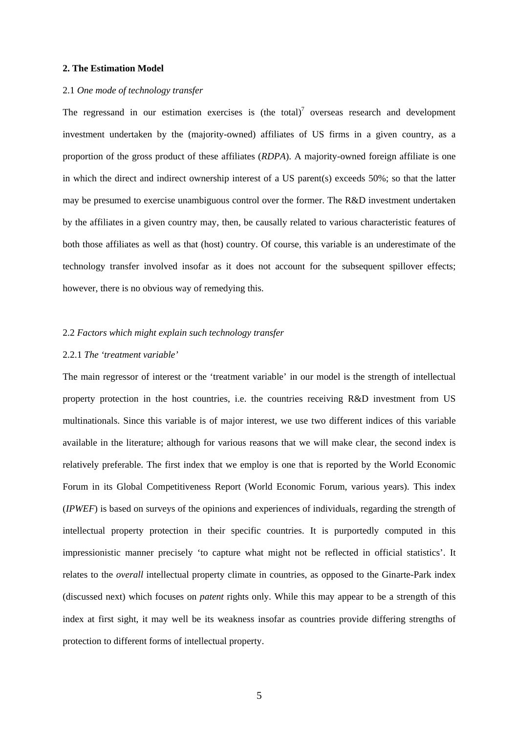## 2. The Estimation Model

### 2.1 *One mode of technology transfer*

The regressand in our estimation exercises is (the total)[7] overseas research and development investment undertaken by the (majority-owned) affiliates of US firms in a given country, as a proportion of the gross product of these affiliates (*RDPA*). A majority-owned foreign affiliate is one in which the direct and indirect ownership interest of a US parent(s) exceeds 50%; so that the latter may be presumed to exercise unambiguous control over the former. The R&D investment undertaken by the affiliates in a given country may, then, be causally related to various characteristic features of both those affiliates as well as that (host) country. Of course, this variable is an underestimate of the technology transfer involved insofar as it does not account for the subsequent spillover effects; however, there is no obvious way of remedying this.

### 2.2 *Factors which might explain such technology transfer*

#### 2.2.1 *The 'treatment variable'*

The main regressor of interest or the 'treatment variable' in our model is the strength of intellectual property protection in the host countries, i.e. the countries receiving R&D investment from US multinationals. Since this variable is of major interest, we use two different indices of this variable available in the literature; although for various reasons that we will make clear, the second index is relatively preferable. The first index that we employ is one that is reported by the World Economic Forum in its Global Competitiveness Report (World Economic Forum, various years). This index (*IPWEF*) is based on surveys of the opinions and experiences of individuals, regarding the strength of intellectual property protection in their specific countries. It is purportedly computed in this impressionistic manner precisely 'to capture what might not be reflected in official statistics'. It relates to the *overall* intellectual property climate in countries, as opposed to the Ginarte-Park index (discussed next) which focuses on *patent* rights only. While this may appear to be a strength of this index at first sight, it may well be its weakness insofar as countries provide differing strengths of protection to different forms of intellectual property.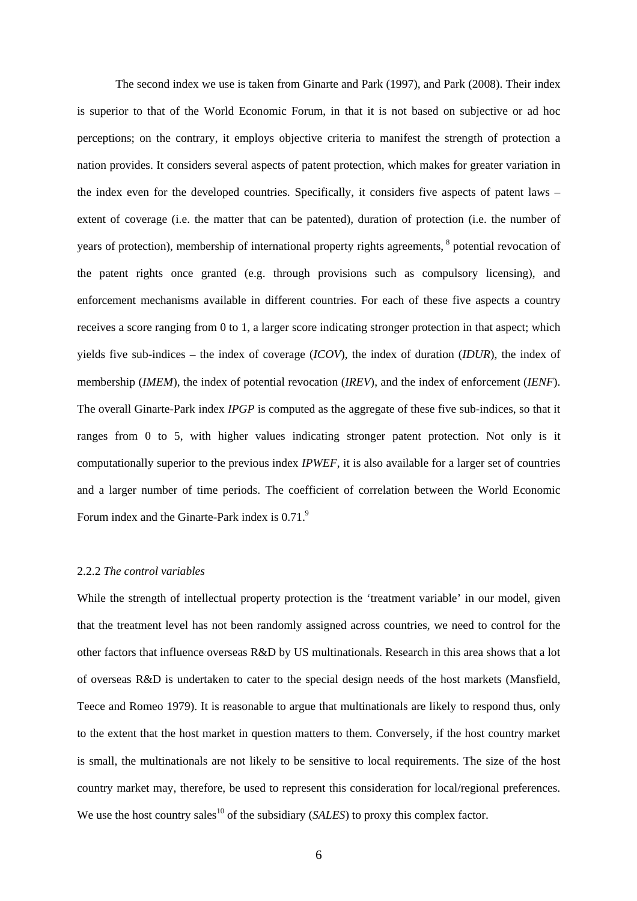The second index we use is taken from Ginarte and Park (1997), and Park (2008). Their index is superior to that of the World Economic Forum, in that it is not based on subjective or ad hoc perceptions; on the contrary, it employs objective criteria to manifest the strength of protection a nation provides. It considers several aspects of patent protection, which makes for greater variation in the index even for the developed countries. Specifically, it considers five aspects of patent laws – extent of coverage (i.e. the matter that can be patented), duration of protection (i.e. the number of years of protection), membership of international property rights agreements, [8] potential revocation of the patent rights once granted (e.g. through provisions such as compulsory licensing), and enforcement mechanisms available in different countries. For each of these five aspects a country receives a score ranging from 0 to 1, a larger score indicating stronger protection in that aspect; which yields five sub-indices – the index of coverage (*ICOV*), the index of duration (*IDUR*), the index of membership (*IMEM*), the index of potential revocation (*IREV*), and the index of enforcement (*IENF*). The overall Ginarte-Park index *IPGP* is computed as the aggregate of these five sub-indices, so that it ranges from 0 to 5, with higher values indicating stronger patent protection. Not only is it computationally superior to the previous index *IPWEF*, it is also available for a larger set of countries and a larger number of time periods. The coefficient of correlation between the World Economic Forum index and the Ginarte-Park index is 0.71.[9]

### 2.2.2 *The control variables*

While the strength of intellectual property protection is the 'treatment variable' in our model, given that the treatment level has not been randomly assigned across countries, we need to control for the other factors that influence overseas R&D by US multinationals. Research in this area shows that a lot of overseas R&D is undertaken to cater to the special design needs of the host markets (Mansfield, Teece and Romeo 1979). It is reasonable to argue that multinationals are likely to respond thus, only to the extent that the host market in question matters to them. Conversely, if the host country market is small, the multinationals are not likely to be sensitive to local requirements. The size of the host country market may, therefore, be used to represent this consideration for local/regional preferences. We use the host country sales[10] of the subsidiary (*SALES*) to proxy this complex factor.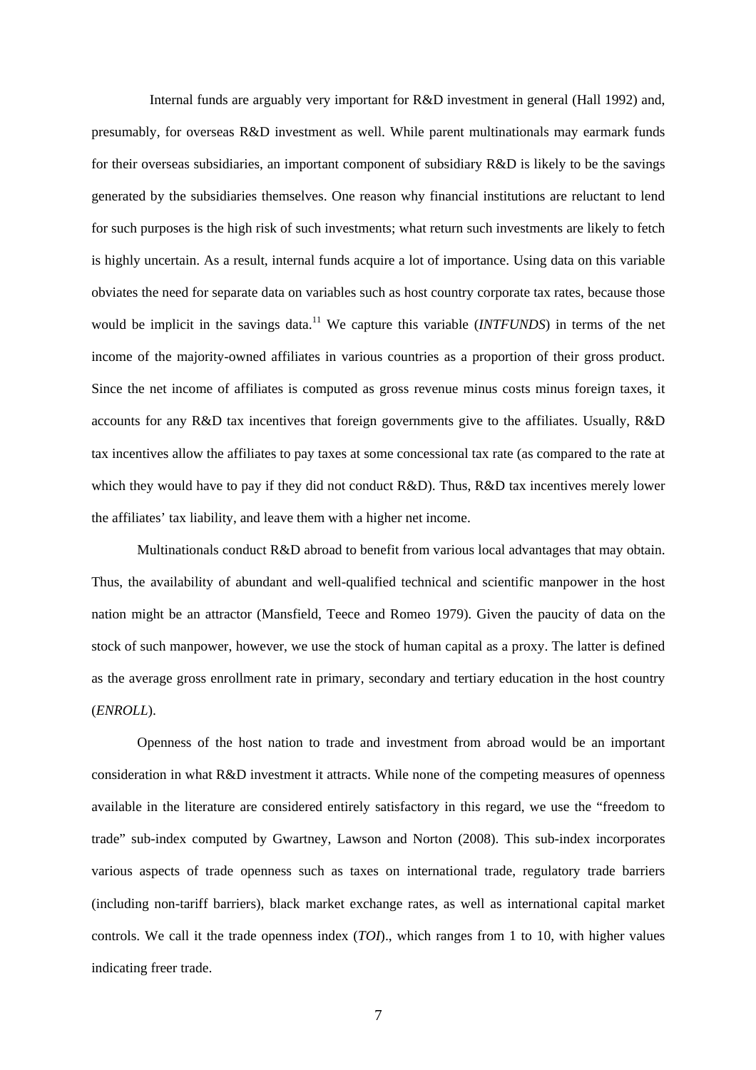Internal funds are arguably very important for R&D investment in general (Hall 1992) and, presumably, for overseas R&D investment as well. While parent multinationals may earmark funds for their overseas subsidiaries, an important component of subsidiary R&D is likely to be the savings generated by the subsidiaries themselves. One reason why financial institutions are reluctant to lend for such purposes is the high risk of such investments; what return such investments are likely to fetch is highly uncertain. As a result, internal funds acquire a lot of importance. Using data on this variable obviates the need for separate data on variables such as host country corporate tax rates, because those would be implicit in the savings data.[11] We capture this variable (*INTFUNDS*) in terms of the net income of the majority-owned affiliates in various countries as a proportion of their gross product. Since the net income of affiliates is computed as gross revenue minus costs minus foreign taxes, it accounts for any R&D tax incentives that foreign governments give to the affiliates. Usually, R&D tax incentives allow the affiliates to pay taxes at some concessional tax rate (as compared to the rate at which they would have to pay if they did not conduct R&D). Thus, R&D tax incentives merely lower the affiliates' tax liability, and leave them with a higher net income.

Multinationals conduct R&D abroad to benefit from various local advantages that may obtain. Thus, the availability of abundant and well-qualified technical and scientific manpower in the host nation might be an attractor (Mansfield, Teece and Romeo 1979). Given the paucity of data on the stock of such manpower, however, we use the stock of human capital as a proxy. The latter is defined as the average gross enrollment rate in primary, secondary and tertiary education in the host country (*ENROLL*).

Openness of the host nation to trade and investment from abroad would be an important consideration in what R&D investment it attracts. While none of the competing measures of openness available in the literature are considered entirely satisfactory in this regard, we use the "freedom to trade" sub-index computed by Gwartney, Lawson and Norton (2008). This sub-index incorporates various aspects of trade openness such as taxes on international trade, regulatory trade barriers (including non-tariff barriers), black market exchange rates, as well as international capital market controls. We call it the trade openness index (*TOI*)., which ranges from 1 to 10, with higher values indicating freer trade.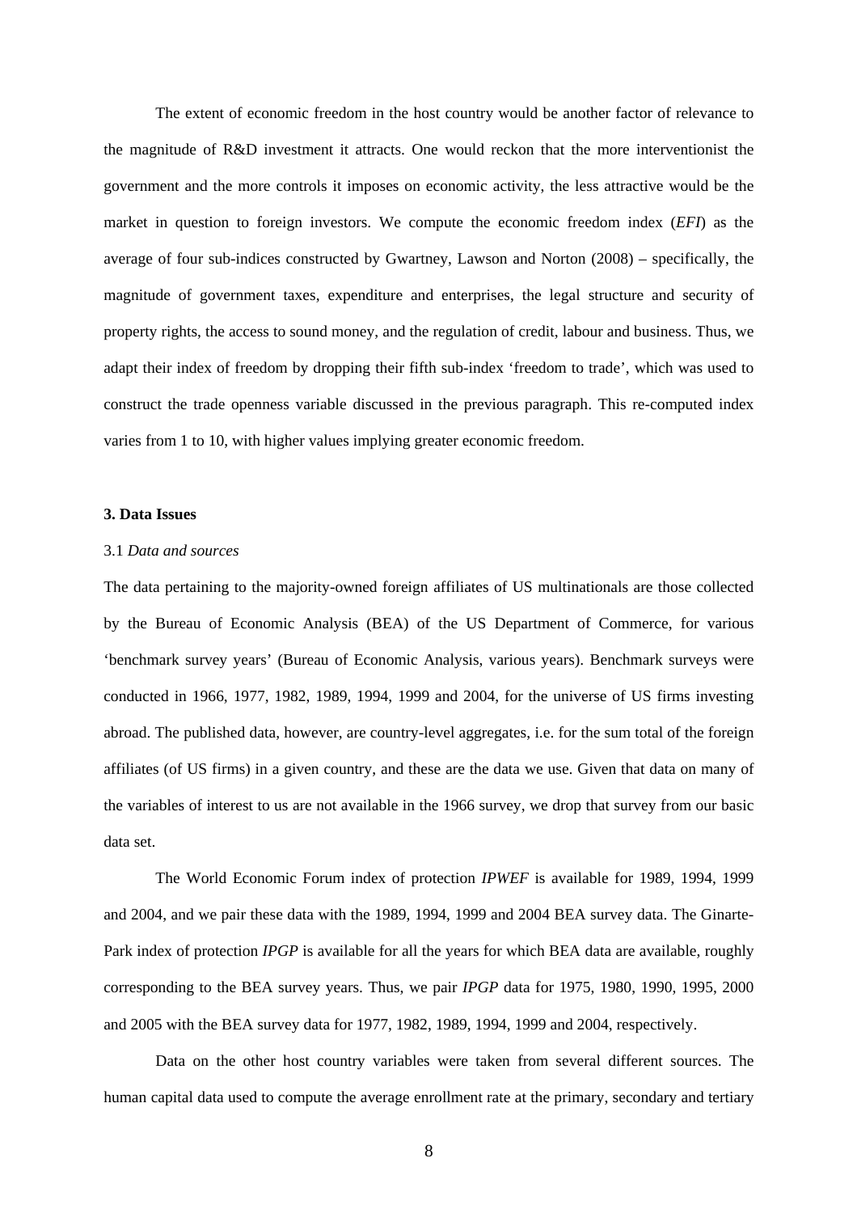The extent of economic freedom in the host country would be another factor of relevance to the magnitude of R&D investment it attracts. One would reckon that the more interventionist the government and the more controls it imposes on economic activity, the less attractive would be the market in question to foreign investors. We compute the economic freedom index (*EFI*) as the average of four sub-indices constructed by Gwartney, Lawson and Norton (2008) – specifically, the magnitude of government taxes, expenditure and enterprises, the legal structure and security of property rights, the access to sound money, and the regulation of credit, labour and business. Thus, we adapt their index of freedom by dropping their fifth sub-index 'freedom to trade', which was used to construct the trade openness variable discussed in the previous paragraph. This re-computed index varies from 1 to 10, with higher values implying greater economic freedom.

## 3. Data Issues

### 3.1 *Data and sources*

The data pertaining to the majority-owned foreign affiliates of US multinationals are those collected by the Bureau of Economic Analysis (BEA) of the US Department of Commerce, for various 'benchmark survey years' (Bureau of Economic Analysis, various years). Benchmark surveys were conducted in 1966, 1977, 1982, 1989, 1994, 1999 and 2004, for the universe of US firms investing abroad. The published data, however, are country-level aggregates, i.e. for the sum total of the foreign affiliates (of US firms) in a given country, and these are the data we use. Given that data on many of the variables of interest to us are not available in the 1966 survey, we drop that survey from our basic data set.

The World Economic Forum index of protection *IPWEF* is available for 1989, 1994, 1999 and 2004, and we pair these data with the 1989, 1994, 1999 and 2004 BEA survey data. The Ginarte-Park index of protection *IPGP* is available for all the years for which BEA data are available, roughly corresponding to the BEA survey years. Thus, we pair *IPGP* data for 1975, 1980, 1990, 1995, 2000 and 2005 with the BEA survey data for 1977, 1982, 1989, 1994, 1999 and 2004, respectively.

Data on the other host country variables were taken from several different sources. The human capital data used to compute the average enrollment rate at the primary, secondary and tertiary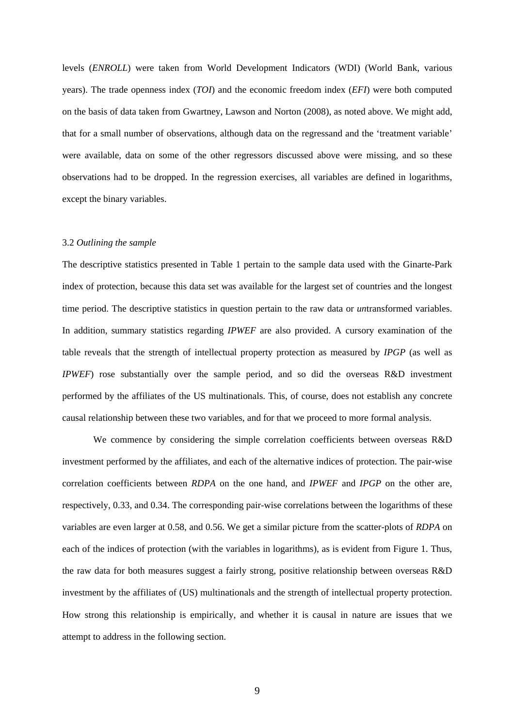levels (*ENROLL*) were taken from World Development Indicators (WDI) (World Bank, various years). The trade openness index (*TOI*) and the economic freedom index (*EFI*) were both computed on the basis of data taken from Gwartney, Lawson and Norton (2008), as noted above. We might add, that for a small number of observations, although data on the regressand and the 'treatment variable' were available, data on some of the other regressors discussed above were missing, and so these observations had to be dropped. In the regression exercises, all variables are defined in logarithms, except the binary variables.

### 3.2 *Outlining the sample*

The descriptive statistics presented in Table 1 pertain to the sample data used with the Ginarte-Park index of protection, because this data set was available for the largest set of countries and the longest time period. The descriptive statistics in question pertain to the raw data or *un*transformed variables. In addition, summary statistics regarding *IPWEF* are also provided. A cursory examination of the table reveals that the strength of intellectual property protection as measured by *IPGP* (as well as *IPWEF*) rose substantially over the sample period, and so did the overseas R&D investment performed by the affiliates of the US multinationals. This, of course, does not establish any concrete causal relationship between these two variables, and for that we proceed to more formal analysis.

We commence by considering the simple correlation coefficients between overseas R&D investment performed by the affiliates, and each of the alternative indices of protection. The pair-wise correlation coefficients between *RDPA* on the one hand, and *IPWEF* and *IPGP* on the other are, respectively, 0.33, and 0.34. The corresponding pair-wise correlations between the logarithms of these variables are even larger at 0.58, and 0.56. We get a similar picture from the scatter-plots of *RDPA* on each of the indices of protection (with the variables in logarithms), as is evident from Figure 1. Thus, the raw data for both measures suggest a fairly strong, positive relationship between overseas R&D investment by the affiliates of (US) multinationals and the strength of intellectual property protection. How strong this relationship is empirically, and whether it is causal in nature are issues that we attempt to address in the following section.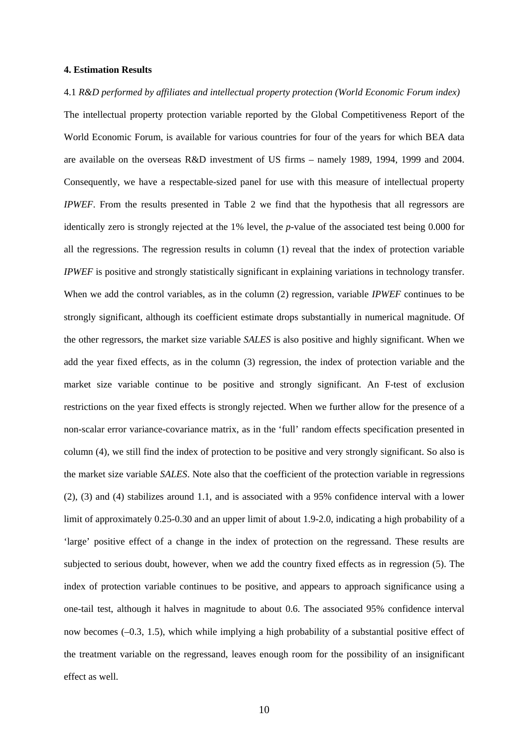### 4. Estimation Results

4.1 *R&D performed by affiliates and intellectual property protection (World Economic Forum index)*

The intellectual property protection variable reported by the Global Competitiveness Report of the World Economic Forum, is available for various countries for four of the years for which BEA data are available on the overseas R&D investment of US firms – namely 1989, 1994, 1999 and 2004. Consequently, we have a respectable-sized panel for use with this measure of intellectual property *IPWEF*. From the results presented in Table 2 we find that the hypothesis that all regressors are identically zero is strongly rejected at the 1% level, the *p*-value of the associated test being 0.000 for all the regressions. The regression results in column (1) reveal that the index of protection variable *IPWEF* is positive and strongly statistically significant in explaining variations in technology transfer. When we add the control variables, as in the column (2) regression, variable *IPWEF* continues to be strongly significant, although its coefficient estimate drops substantially in numerical magnitude. Of the other regressors, the market size variable *SALES* is also positive and highly significant. When we add the year fixed effects, as in the column (3) regression, the index of protection variable and the market size variable continue to be positive and strongly significant. An F-test of exclusion restrictions on the year fixed effects is strongly rejected. When we further allow for the presence of a non-scalar error variance-covariance matrix, as in the 'full' random effects specification presented in column (4), we still find the index of protection to be positive and very strongly significant. So also is the market size variable *SALES*. Note also that the coefficient of the protection variable in regressions (2), (3) and (4) stabilizes around 1.1, and is associated with a 95% confidence interval with a lower limit of approximately 0.25-0.30 and an upper limit of about 1.9-2.0, indicating a high probability of a 'large' positive effect of a change in the index of protection on the regressand. These results are subjected to serious doubt, however, when we add the country fixed effects as in regression (5). The index of protection variable continues to be positive, and appears to approach significance using a one-tail test, although it halves in magnitude to about 0.6. The associated 95% confidence interval now becomes (–0.3, 1.5), which while implying a high probability of a substantial positive effect of the treatment variable on the regressand, leaves enough room for the possibility of an insignificant effect as well.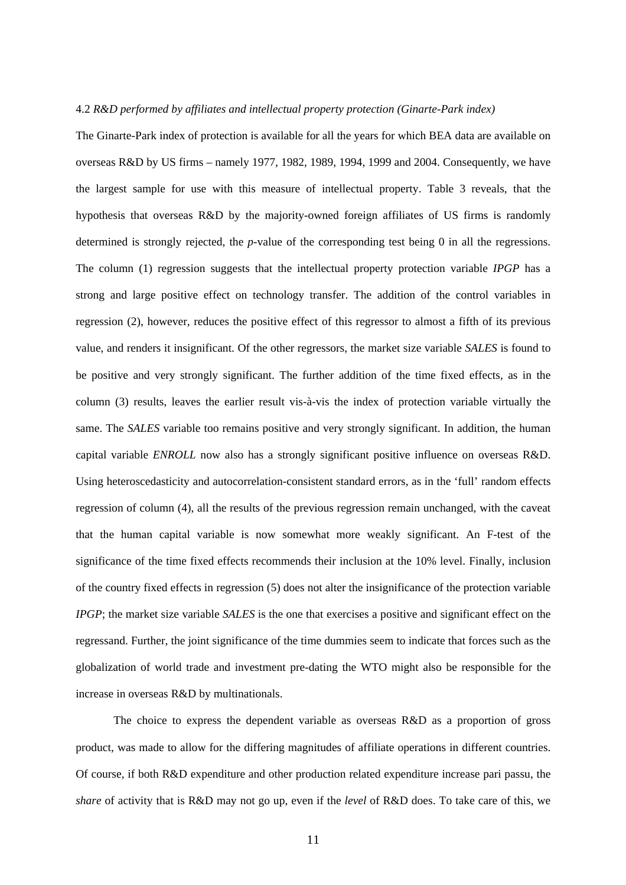4.2 *R&D performed by affiliates and intellectual property protection (Ginarte-Park index)*

The Ginarte-Park index of protection is available for all the years for which BEA data are available on overseas R&D by US firms – namely 1977, 1982, 1989, 1994, 1999 and 2004. Consequently, we have the largest sample for use with this measure of intellectual property. Table 3 reveals, that the hypothesis that overseas R&D by the majority-owned foreign affiliates of US firms is randomly determined is strongly rejected, the *p*-value of the corresponding test being 0 in all the regressions. The column (1) regression suggests that the intellectual property protection variable *IPGP* has a strong and large positive effect on technology transfer. The addition of the control variables in regression (2), however, reduces the positive effect of this regressor to almost a fifth of its previous value, and renders it insignificant. Of the other regressors, the market size variable *SALES* is found to be positive and very strongly significant. The further addition of the time fixed effects, as in the column (3) results, leaves the earlier result vis-à-vis the index of protection variable virtually the same. The *SALES* variable too remains positive and very strongly significant. In addition, the human capital variable *ENROLL* now also has a strongly significant positive influence on overseas R&D. Using heteroscedasticity and autocorrelation-consistent standard errors, as in the 'full' random effects regression of column (4), all the results of the previous regression remain unchanged, with the caveat that the human capital variable is now somewhat more weakly significant. An F-test of the significance of the time fixed effects recommends their inclusion at the 10% level. Finally, inclusion of the country fixed effects in regression (5) does not alter the insignificance of the protection variable *IPGP*; the market size variable *SALES* is the one that exercises a positive and significant effect on the regressand. Further, the joint significance of the time dummies seem to indicate that forces such as the globalization of world trade and investment pre-dating the WTO might also be responsible for the increase in overseas R&D by multinationals.

The choice to express the dependent variable as overseas R&D as a proportion of gross product, was made to allow for the differing magnitudes of affiliate operations in different countries. Of course, if both R&D expenditure and other production related expenditure increase pari passu, the *share* of activity that is R&D may not go up, even if the *level* of R&D does. To take care of this, we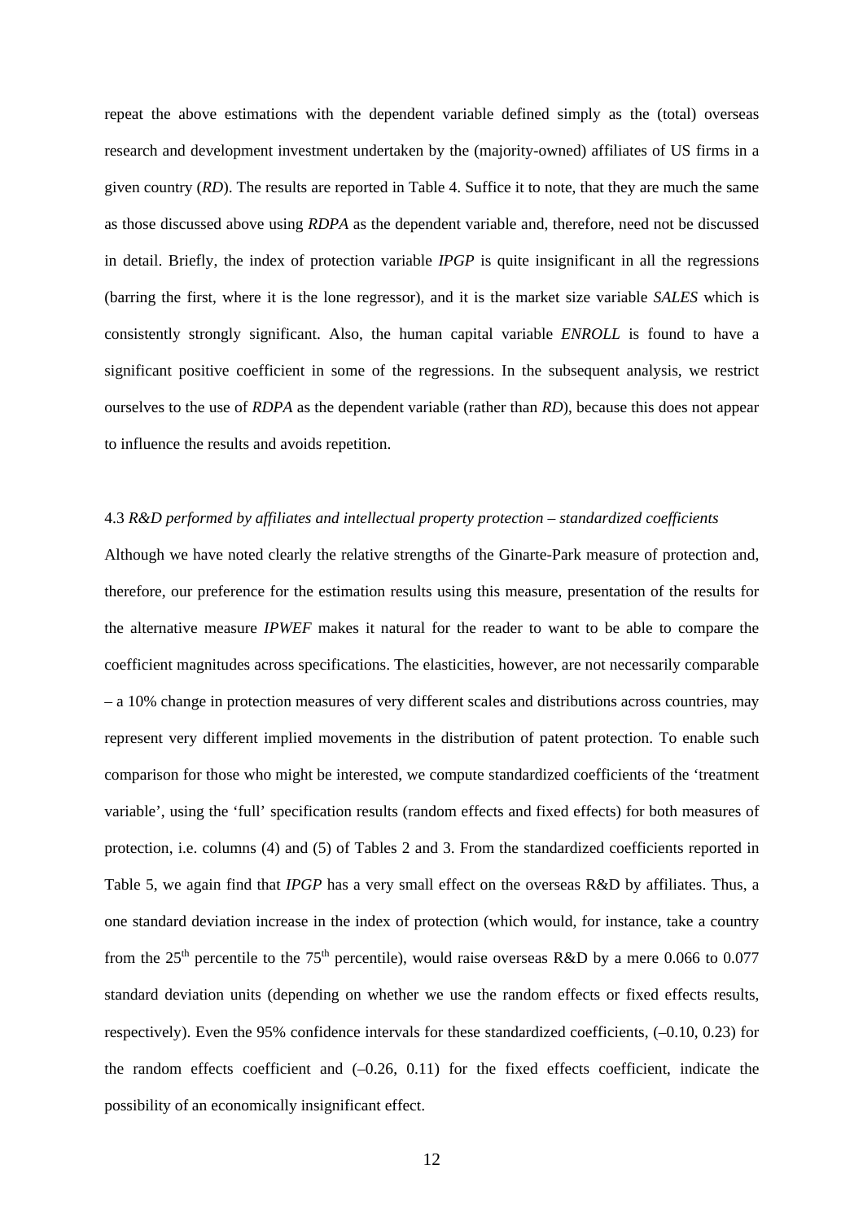repeat the above estimations with the dependent variable defined simply as the (total) overseas research and development investment undertaken by the (majority-owned) affiliates of US firms in a given country (*RD*). The results are reported in Table 4. Suffice it to note, that they are much the same as those discussed above using *RDPA* as the dependent variable and, therefore, need not be discussed in detail. Briefly, the index of protection variable *IPGP* is quite insignificant in all the regressions (barring the first, where it is the lone regressor), and it is the market size variable *SALES* which is consistently strongly significant. Also, the human capital variable *ENROLL* is found to have a significant positive coefficient in some of the regressions. In the subsequent analysis, we restrict ourselves to the use of *RDPA* as the dependent variable (rather than *RD*), because this does not appear to influence the results and avoids repetition.

### 4.3 *R&D performed by affiliates and intellectual property protection – standardized coefficients*

Although we have noted clearly the relative strengths of the Ginarte-Park measure of protection and, therefore, our preference for the estimation results using this measure, presentation of the results for the alternative measure *IPWEF* makes it natural for the reader to want to be able to compare the coefficient magnitudes across specifications. The elasticities, however, are not necessarily comparable – a 10% change in protection measures of very different scales and distributions across countries, may represent very different implied movements in the distribution of patent protection. To enable such comparison for those who might be interested, we compute standardized coefficients of the 'treatment variable', using the 'full' specification results (random effects and fixed effects) for both measures of protection, i.e. columns (4) and (5) of Tables 2 and 3. From the standardized coefficients reported in Table 5, we again find that *IPGP* has a very small effect on the overseas R&D by affiliates. Thus, a one standard deviation increase in the index of protection (which would, for instance, take a country from the 25th percentile to the 75th percentile), would raise overseas R&D by a mere 0.066 to 0.077 standard deviation units (depending on whether we use the random effects or fixed effects results, respectively). Even the 95% confidence intervals for these standardized coefficients, (–0.10, 0.23) for the random effects coefficient and (–0.26, 0.11) for the fixed effects coefficient, indicate the possibility of an economically insignificant effect.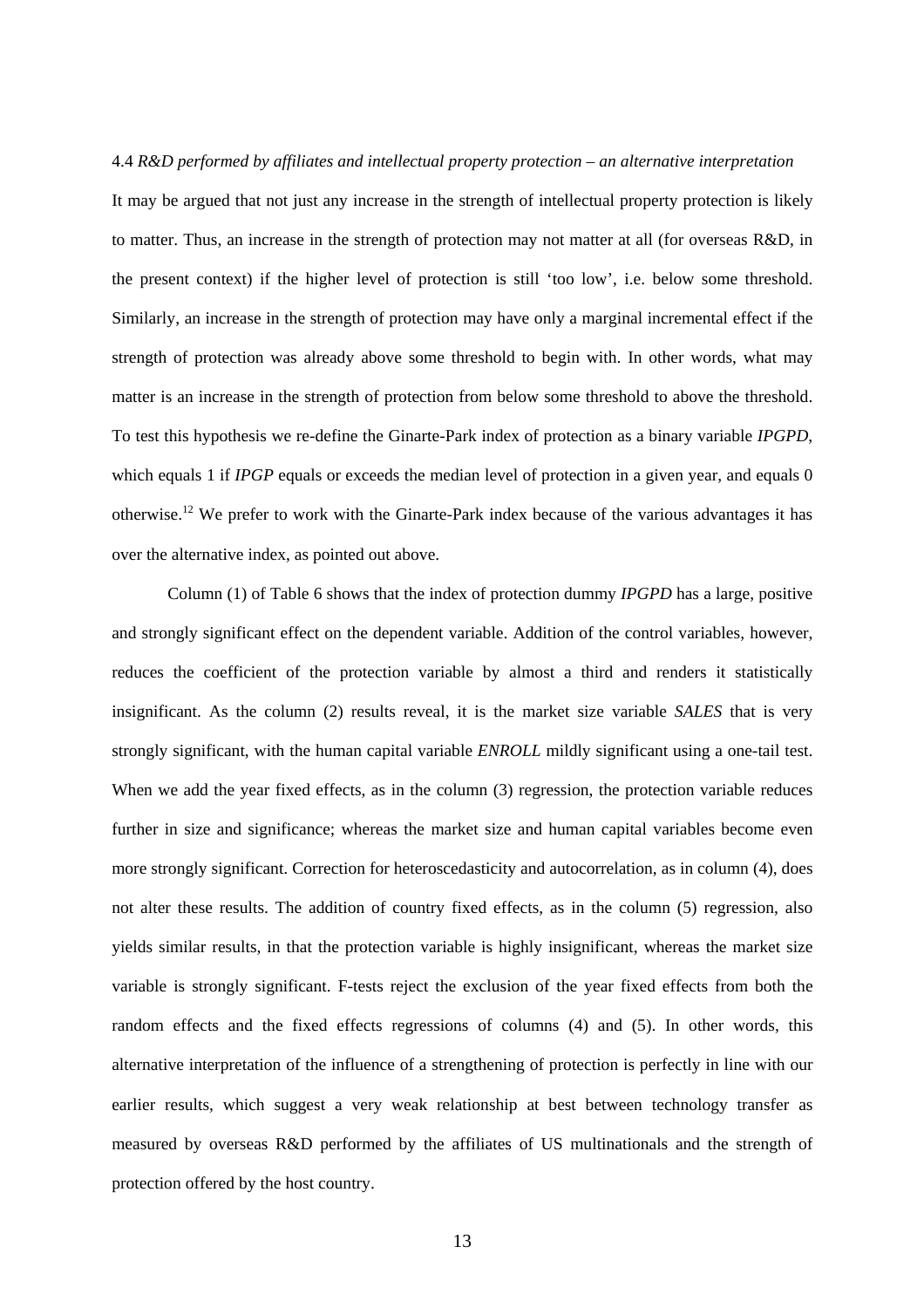### 4.4 *R&D performed by affiliates and intellectual property protection – an alternative interpretation*

It may be argued that not just any increase in the strength of intellectual property protection is likely to matter. Thus, an increase in the strength of protection may not matter at all (for overseas R&D, in the present context) if the higher level of protection is still 'too low', i.e. below some threshold. Similarly, an increase in the strength of protection may have only a marginal incremental effect if the strength of protection was already above some threshold to begin with. In other words, what may matter is an increase in the strength of protection from below some threshold to above the threshold. To test this hypothesis we re-define the Ginarte-Park index of protection as a binary variable *IPGPD*, which equals 1 if *IPGP* equals or exceeds the median level of protection in a given year, and equals 0 otherwise.[12] We prefer to work with the Ginarte-Park index because of the various advantages it has over the alternative index, as pointed out above.

Column (1) of Table 6 shows that the index of protection dummy *IPGPD* has a large, positive and strongly significant effect on the dependent variable. Addition of the control variables, however, reduces the coefficient of the protection variable by almost a third and renders it statistically insignificant. As the column (2) results reveal, it is the market size variable *SALES* that is very strongly significant, with the human capital variable *ENROLL* mildly significant using a one-tail test. When we add the year fixed effects, as in the column (3) regression, the protection variable reduces further in size and significance; whereas the market size and human capital variables become even more strongly significant. Correction for heteroscedasticity and autocorrelation, as in column (4), does not alter these results. The addition of country fixed effects, as in the column (5) regression, also yields similar results, in that the protection variable is highly insignificant, whereas the market size variable is strongly significant. F-tests reject the exclusion of the year fixed effects from both the random effects and the fixed effects regressions of columns (4) and (5). In other words, this alternative interpretation of the influence of a strengthening of protection is perfectly in line with our earlier results, which suggest a very weak relationship at best between technology transfer as measured by overseas R&D performed by the affiliates of US multinationals and the strength of protection offered by the host country.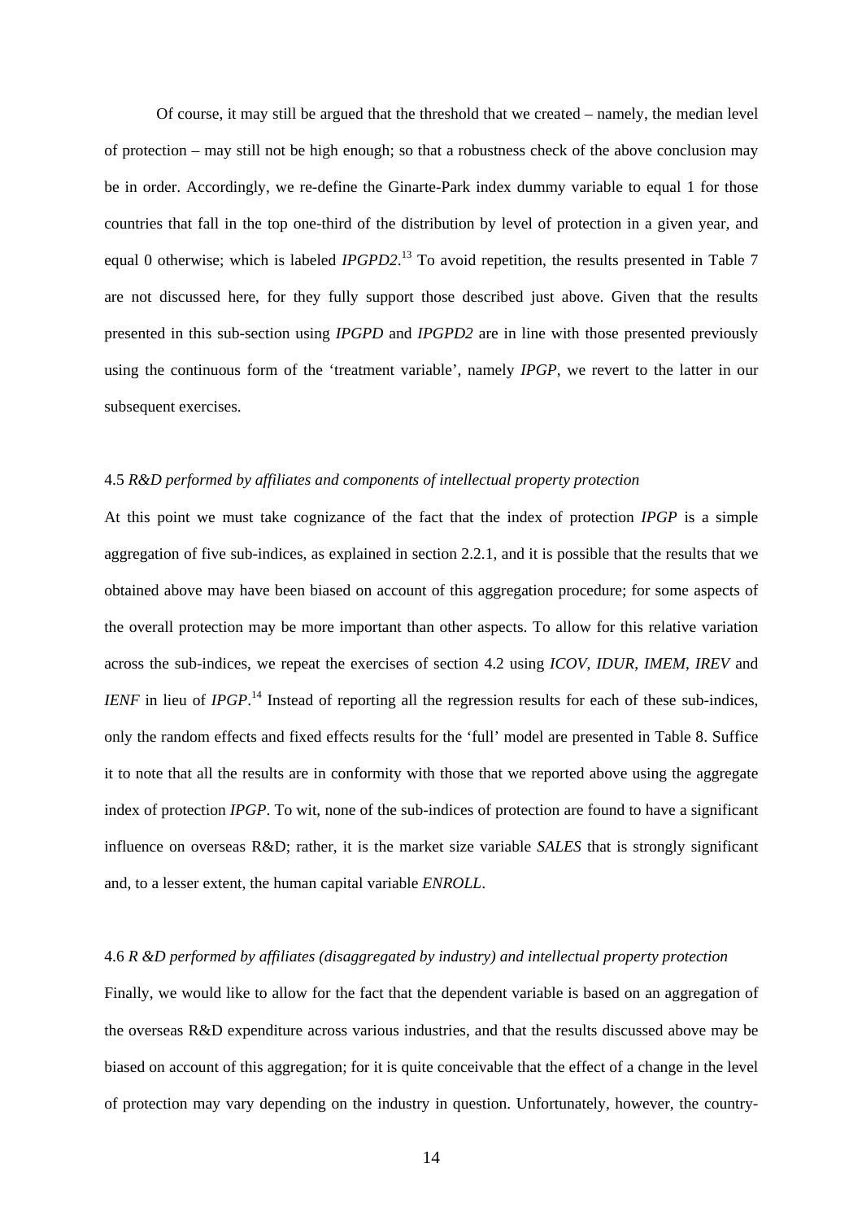Of course, it may still be argued that the threshold that we created – namely, the median level of protection – may still not be high enough; so that a robustness check of the above conclusion may be in order. Accordingly, we re-define the Ginarte-Park index dummy variable to equal 1 for those countries that fall in the top one-third of the distribution by level of protection in a given year, and equal 0 otherwise; which is labeled *IPGPD2*.[13] To avoid repetition, the results presented in Table 7 are not discussed here, for they fully support those described just above. Given that the results presented in this sub-section using *IPGPD* and *IPGPD2* are in line with those presented previously using the continuous form of the 'treatment variable', namely *IPGP*, we revert to the latter in our subsequent exercises.

### 4.5 *R&D performed by affiliates and components of intellectual property protection*

At this point we must take cognizance of the fact that the index of protection *IPGP* is a simple aggregation of five sub-indices, as explained in section 2.2.1, and it is possible that the results that we obtained above may have been biased on account of this aggregation procedure; for some aspects of the overall protection may be more important than other aspects. To allow for this relative variation across the sub-indices, we repeat the exercises of section 4.2 using *ICOV*, *IDUR*, *IMEM*, *IREV* and *IENF* in lieu of *IPGP*.[14] Instead of reporting all the regression results for each of these sub-indices, only the random effects and fixed effects results for the 'full' model are presented in Table 8. Suffice it to note that all the results are in conformity with those that we reported above using the aggregate index of protection *IPGP*. To wit, none of the sub-indices of protection are found to have a significant influence on overseas R&D; rather, it is the market size variable *SALES* that is strongly significant and, to a lesser extent, the human capital variable *ENROLL*.

### 4.6 *R &D performed by affiliates (disaggregated by industry) and intellectual property protection*

Finally, we would like to allow for the fact that the dependent variable is based on an aggregation of the overseas R&D expenditure across various industries, and that the results discussed above may be biased on account of this aggregation; for it is quite conceivable that the effect of a change in the level of protection may vary depending on the industry in question. Unfortunately, however, the country-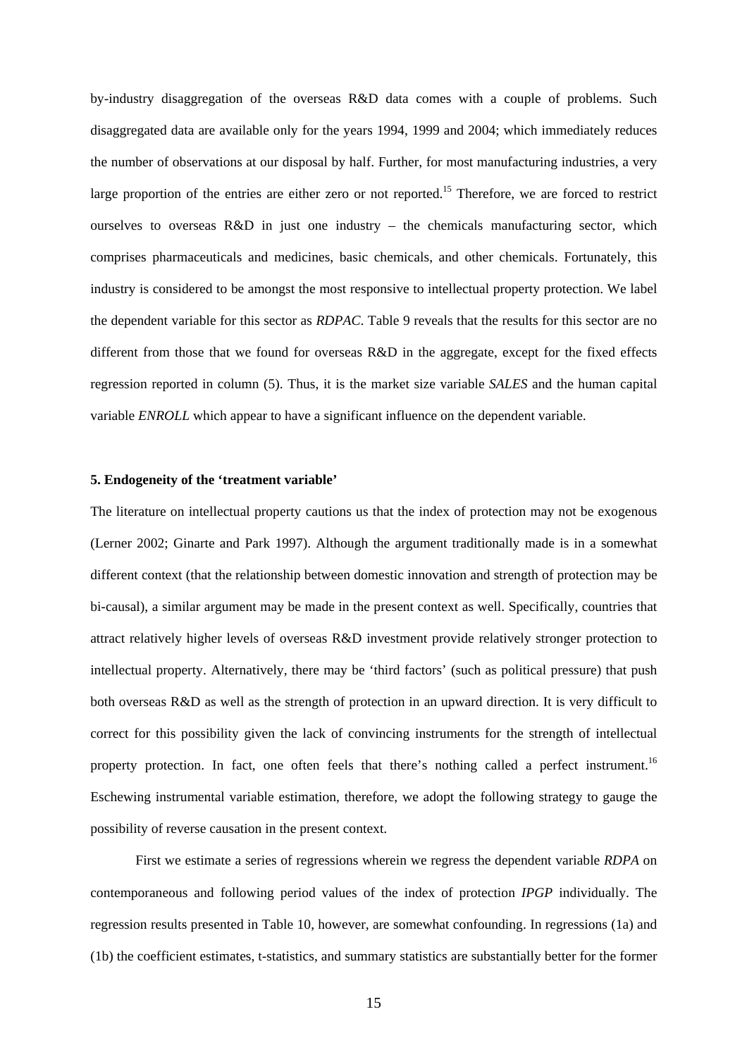by-industry disaggregation of the overseas R&D data comes with a couple of problems. Such disaggregated data are available only for the years 1994, 1999 and 2004; which immediately reduces the number of observations at our disposal by half. Further, for most manufacturing industries, a very large proportion of the entries are either zero or not reported.[15] Therefore, we are forced to restrict ourselves to overseas R&D in just one industry – the chemicals manufacturing sector, which comprises pharmaceuticals and medicines, basic chemicals, and other chemicals. Fortunately, this industry is considered to be amongst the most responsive to intellectual property protection. We label the dependent variable for this sector as *RDPAC*. Table 9 reveals that the results for this sector are no different from those that we found for overseas R&D in the aggregate, except for the fixed effects regression reported in column (5). Thus, it is the market size variable *SALES* and the human capital variable *ENROLL* which appear to have a significant influence on the dependent variable.

**5. Endogeneity of the 'treatment variable'**

The literature on intellectual property cautions us that the index of protection may not be exogenous (Lerner 2002; Ginarte and Park 1997). Although the argument traditionally made is in a somewhat different context (that the relationship between domestic innovation and strength of protection may be bi-causal), a similar argument may be made in the present context as well. Specifically, countries that attract relatively higher levels of overseas R&D investment provide relatively stronger protection to intellectual property. Alternatively, there may be 'third factors' (such as political pressure) that push both overseas R&D as well as the strength of protection in an upward direction. It is very difficult to correct for this possibility given the lack of convincing instruments for the strength of intellectual property protection. In fact, one often feels that there's nothing called a perfect instrument.[16] Eschewing instrumental variable estimation, therefore, we adopt the following strategy to gauge the possibility of reverse causation in the present context.

First we estimate a series of regressions wherein we regress the dependent variable *RDPA* on contemporaneous and following period values of the index of protection *IPGP* individually. The regression results presented in Table 10, however, are somewhat confounding. In regressions (1a) and (1b) the coefficient estimates, t-statistics, and summary statistics are substantially better for the former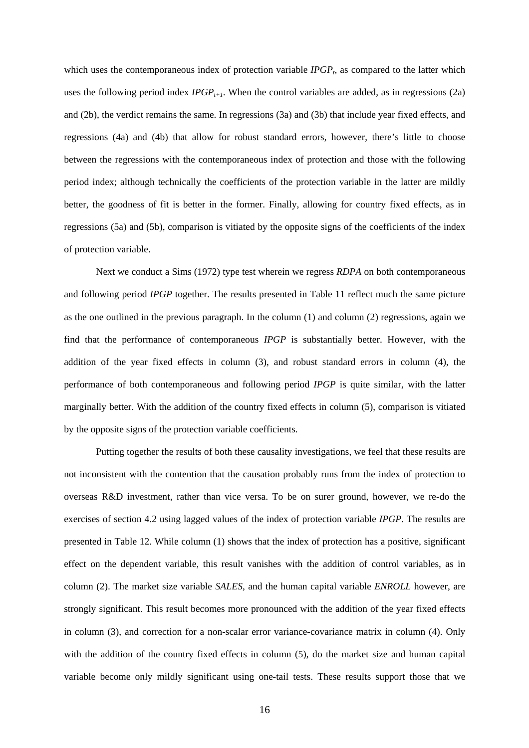which uses the contemporaneous index of protection variable $IPGP_t$, as compared to the latter which uses the following period index $IPGP_{t+1}$. When the control variables are added, as in regressions (2a) and (2b), the verdict remains the same. In regressions (3a) and (3b) that include year fixed effects, and regressions (4a) and (4b) that allow for robust standard errors, however, there's little to choose between the regressions with the contemporaneous index of protection and those with the following period index; although technically the coefficients of the protection variable in the latter are mildly better, the goodness of fit is better in the former. Finally, allowing for country fixed effects, as in regressions (5a) and (5b), comparison is vitiated by the opposite signs of the coefficients of the index of protection variable.

Next we conduct a Sims (1972) type test wherein we regress *RDPA* on both contemporaneous and following period *IPGP* together. The results presented in Table 11 reflect much the same picture as the one outlined in the previous paragraph. In the column (1) and column (2) regressions, again we find that the performance of contemporaneous *IPGP* is substantially better. However, with the addition of the year fixed effects in column (3), and robust standard errors in column (4), the performance of both contemporaneous and following period *IPGP* is quite similar, with the latter marginally better. With the addition of the country fixed effects in column (5), comparison is vitiated by the opposite signs of the protection variable coefficients.

Putting together the results of both these causality investigations, we feel that these results are not inconsistent with the contention that the causation probably runs from the index of protection to overseas R&D investment, rather than vice versa. To be on surer ground, however, we re-do the exercises of section 4.2 using lagged values of the index of protection variable *IPGP*. The results are presented in Table 12. While column (1) shows that the index of protection has a positive, significant effect on the dependent variable, this result vanishes with the addition of control variables, as in column (2). The market size variable *SALES*, and the human capital variable *ENROLL* however, are strongly significant. This result becomes more pronounced with the addition of the year fixed effects in column (3), and correction for a non-scalar error variance-covariance matrix in column (4). Only with the addition of the country fixed effects in column (5), do the market size and human capital variable become only mildly significant using one-tail tests. These results support those that we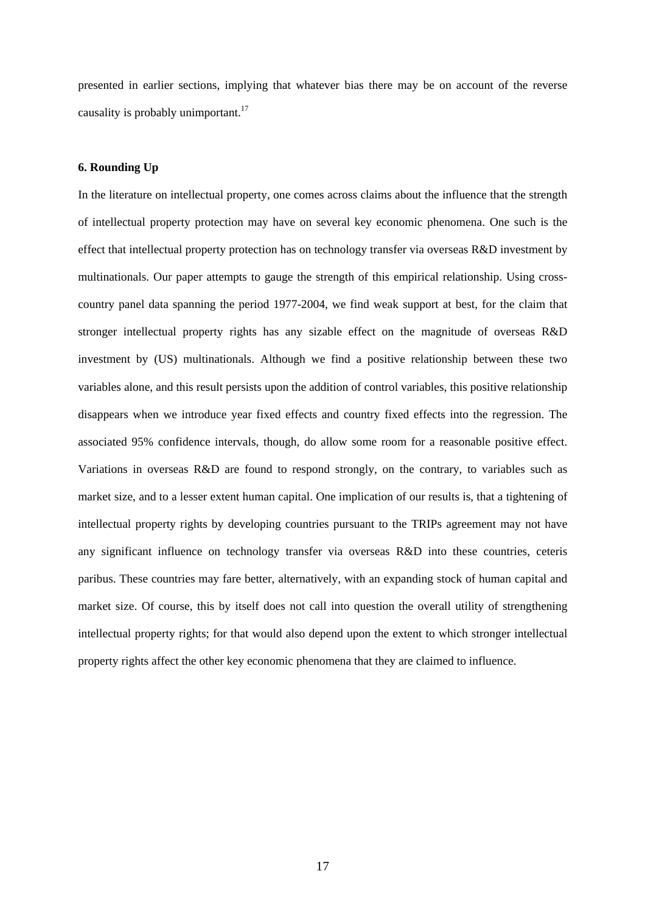presented in earlier sections, implying that whatever bias there may be on account of the reverse causality is probably unimportant.[17]

## 6. Rounding Up

In the literature on intellectual property, one comes across claims about the influence that the strength of intellectual property protection may have on several key economic phenomena. One such is the effect that intellectual property protection has on technology transfer via overseas R&D investment by multinationals. Our paper attempts to gauge the strength of this empirical relationship. Using cross-country panel data spanning the period 1977-2004, we find weak support at best, for the claim that stronger intellectual property rights has any sizable effect on the magnitude of overseas R&D investment by (US) multinationals. Although we find a positive relationship between these two variables alone, and this result persists upon the addition of control variables, this positive relationship disappears when we introduce year fixed effects and country fixed effects into the regression. The associated 95% confidence intervals, though, do allow some room for a reasonable positive effect. Variations in overseas R&D are found to respond strongly, on the contrary, to variables such as market size, and to a lesser extent human capital. One implication of our results is, that a tightening of intellectual property rights by developing countries pursuant to the TRIPs agreement may not have any significant influence on technology transfer via overseas R&D into these countries, ceteris paribus. These countries may fare better, alternatively, with an expanding stock of human capital and market size. Of course, this by itself does not call into question the overall utility of strengthening intellectual property rights; for that would also depend upon the extent to which stronger intellectual property rights affect the other key economic phenomena that they are claimed to influence.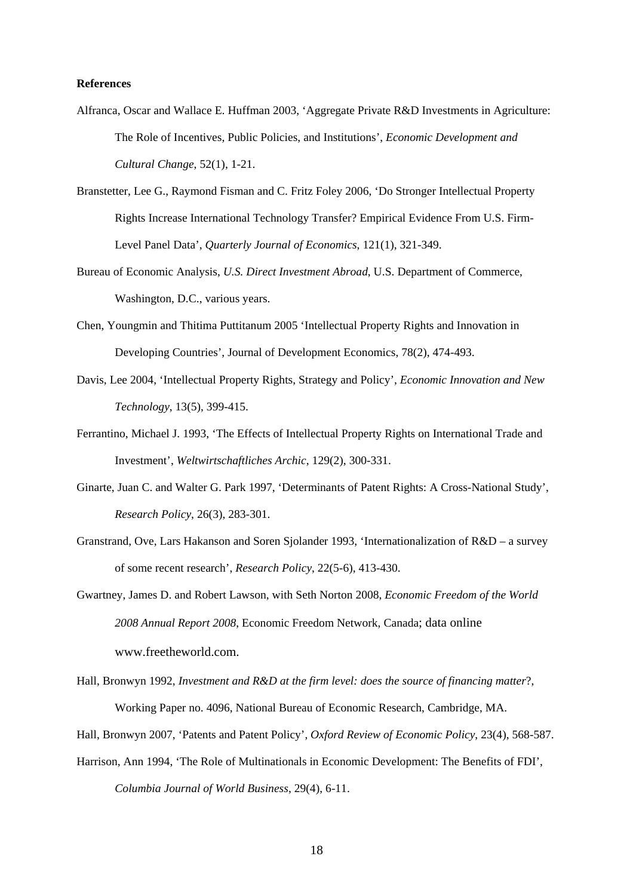**References**

Alfranca, Oscar and Wallace E. Huffman 2003, 'Aggregate Private R&D Investments in Agriculture: The Role of Incentives, Public Policies, and Institutions', *Economic Development and Cultural Change*, 52(1), 1-21.

Branstetter, Lee G., Raymond Fisman and C. Fritz Foley 2006, 'Do Stronger Intellectual Property Rights Increase International Technology Transfer? Empirical Evidence From U.S. Firm-Level Panel Data', *Quarterly Journal of Economics*, 121(1), 321-349.

Bureau of Economic Analysis, *U.S. Direct Investment Abroad*, U.S. Department of Commerce, Washington, D.C., various years.

Chen, Youngmin and Thitima Puttitanum 2005 'Intellectual Property Rights and Innovation in Developing Countries', Journal of Development Economics, 78(2), 474-493.

Davis, Lee 2004, 'Intellectual Property Rights, Strategy and Policy', *Economic Innovation and New Technology*, 13(5), 399-415.

Ferrantino, Michael J. 1993, 'The Effects of Intellectual Property Rights on International Trade and Investment', *Weltwirtschaftliches Archic*, 129(2), 300-331.

Ginarte, Juan C. and Walter G. Park 1997, 'Determinants of Patent Rights: A Cross-National Study', *Research Policy*, 26(3), 283-301.

Granstrand, Ove, Lars Hakanson and Soren Sjolander 1993, 'Internationalization of R&D – a survey of some recent research', *Research Policy*, 22(5-6), 413-430.

Gwartney, James D. and Robert Lawson, with Seth Norton 2008, *Economic Freedom of the World 2008 Annual Report 2008*, Economic Freedom Network, Canada; data online www.freetheworld.com.

Hall, Bronwyn 1992, *Investment and R&D at the firm level: does the source of financing matter*?, Working Paper no. 4096, National Bureau of Economic Research, Cambridge, MA.

Hall, Bronwyn 2007, 'Patents and Patent Policy', *Oxford Review of Economic Policy*, 23(4), 568-587.

Harrison, Ann 1994, 'The Role of Multinationals in Economic Development: The Benefits of FDI', *Columbia Journal of World Business*, 29(4), 6-11.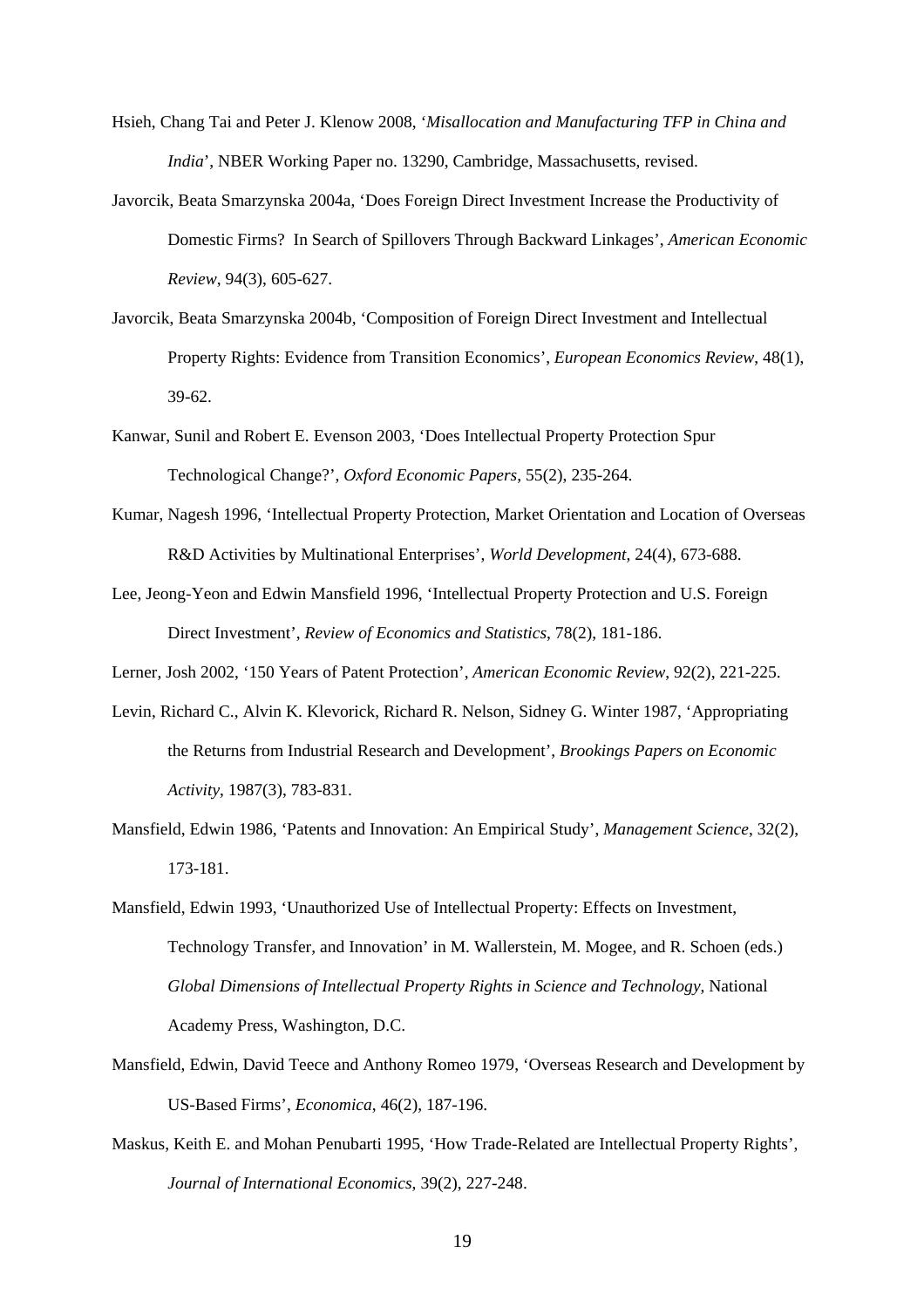Hsieh, Chang Tai and Peter J. Klenow 2008, '*Misallocation and Manufacturing TFP in China and India*', NBER Working Paper no. 13290, Cambridge, Massachusetts, revised.

Javorcik, Beata Smarzynska 2004a, 'Does Foreign Direct Investment Increase the Productivity of Domestic Firms? In Search of Spillovers Through Backward Linkages', *American Economic Review*, 94(3), 605-627.

Javorcik, Beata Smarzynska 2004b, 'Composition of Foreign Direct Investment and Intellectual Property Rights: Evidence from Transition Economics', *European Economics Review*, 48(1), 39-62.

Kanwar, Sunil and Robert E. Evenson 2003, 'Does Intellectual Property Protection Spur Technological Change?', *Oxford Economic Papers*, 55(2), 235-264.

Kumar, Nagesh 1996, 'Intellectual Property Protection, Market Orientation and Location of Overseas R&D Activities by Multinational Enterprises', *World Development*, 24(4), 673-688.

Lee, Jeong-Yeon and Edwin Mansfield 1996, 'Intellectual Property Protection and U.S. Foreign Direct Investment', *Review of Economics and Statistics*, 78(2), 181-186.

Lerner, Josh 2002, '150 Years of Patent Protection', *American Economic Review*, 92(2), 221-225.

Levin, Richard C., Alvin K. Klevorick, Richard R. Nelson, Sidney G. Winter 1987, 'Appropriating the Returns from Industrial Research and Development', *Brookings Papers on Economic Activity*, 1987(3), 783-831.

Mansfield, Edwin 1986, 'Patents and Innovation: An Empirical Study', *Management Science*, 32(2), 173-181.

Mansfield, Edwin 1993, 'Unauthorized Use of Intellectual Property: Effects on Investment, Technology Transfer, and Innovation' in M. Wallerstein, M. Mogee, and R. Schoen (eds.) *Global Dimensions of Intellectual Property Rights in Science and Technology*, National Academy Press, Washington, D.C.

Mansfield, Edwin, David Teece and Anthony Romeo 1979, 'Overseas Research and Development by US-Based Firms', *Economica*, 46(2), 187-196.

Maskus, Keith E. and Mohan Penubarti 1995, 'How Trade-Related are Intellectual Property Rights', *Journal of International Economics*, 39(2), 227-248.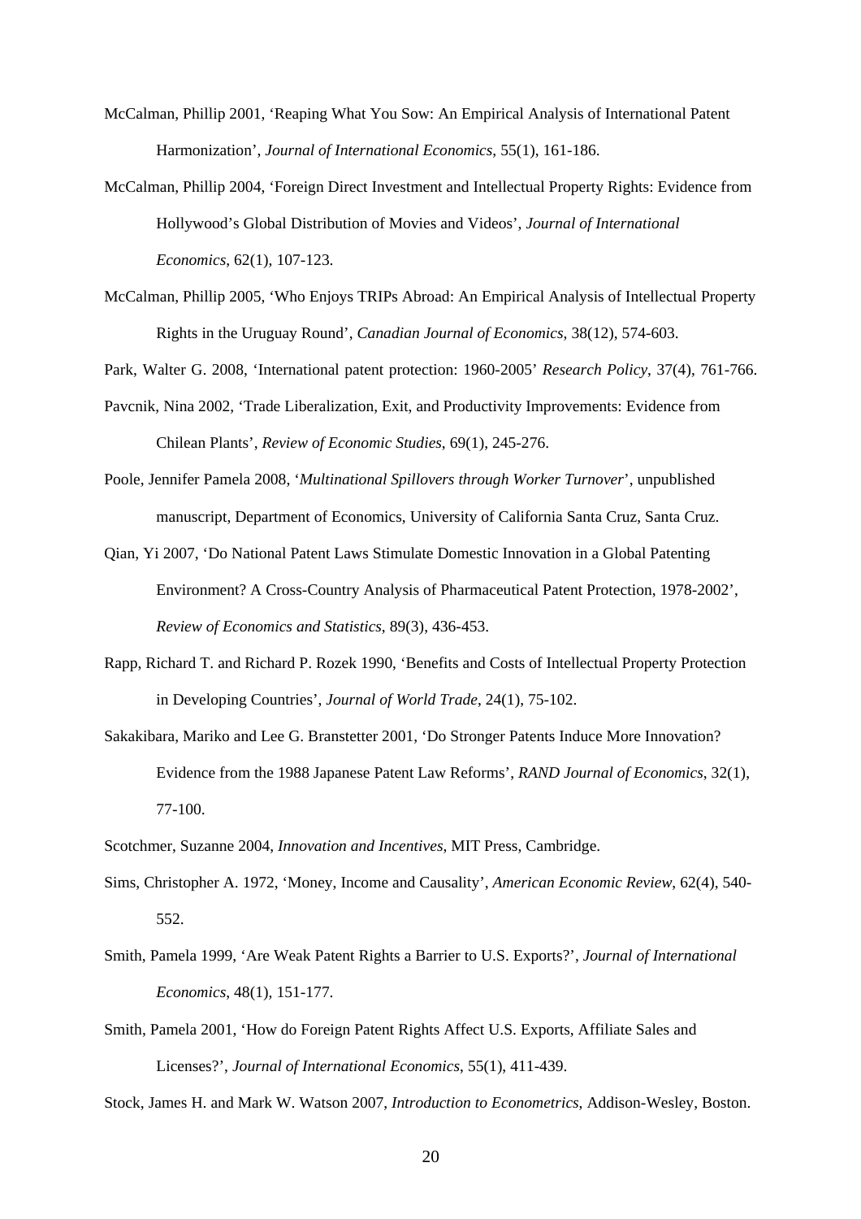McCalman, Phillip 2001, 'Reaping What You Sow: An Empirical Analysis of International Patent Harmonization', *Journal of International Economics*, 55(1), 161-186.

McCalman, Phillip 2004, 'Foreign Direct Investment and Intellectual Property Rights: Evidence from Hollywood's Global Distribution of Movies and Videos', *Journal of International Economics*, 62(1), 107-123.

McCalman, Phillip 2005, 'Who Enjoys TRIPs Abroad: An Empirical Analysis of Intellectual Property Rights in the Uruguay Round', *Canadian Journal of Economics*, 38(12), 574-603.

Park, Walter G. 2008, 'International patent protection: 1960-2005' *Research Policy*, 37(4), 761-766.

Pavcnik, Nina 2002, 'Trade Liberalization, Exit, and Productivity Improvements: Evidence from Chilean Plants', *Review of Economic Studies*, 69(1), 245-276.

Poole, Jennifer Pamela 2008, '*Multinational Spillovers through Worker Turnover*', unpublished manuscript, Department of Economics, University of California Santa Cruz, Santa Cruz.

Qian, Yi 2007, 'Do National Patent Laws Stimulate Domestic Innovation in a Global Patenting Environment? A Cross-Country Analysis of Pharmaceutical Patent Protection, 1978-2002', *Review of Economics and Statistics*, 89(3), 436-453.

Rapp, Richard T. and Richard P. Rozek 1990, 'Benefits and Costs of Intellectual Property Protection in Developing Countries', *Journal of World Trade*, 24(1), 75-102.

Sakakibara, Mariko and Lee G. Branstetter 2001, 'Do Stronger Patents Induce More Innovation? Evidence from the 1988 Japanese Patent Law Reforms', *RAND Journal of Economics*, 32(1), 77-100.

Scotchmer, Suzanne 2004, *Innovation and Incentives*, MIT Press, Cambridge.

Sims, Christopher A. 1972, 'Money, Income and Causality', *American Economic Review*, 62(4), 540-552.

Smith, Pamela 1999, 'Are Weak Patent Rights a Barrier to U.S. Exports?', *Journal of International Economics*, 48(1), 151-177.

Smith, Pamela 2001, 'How do Foreign Patent Rights Affect U.S. Exports, Affiliate Sales and Licenses?', *Journal of International Economics*, 55(1), 411-439.

Stock, James H. and Mark W. Watson 2007, *Introduction to Econometrics*, Addison-Wesley, Boston.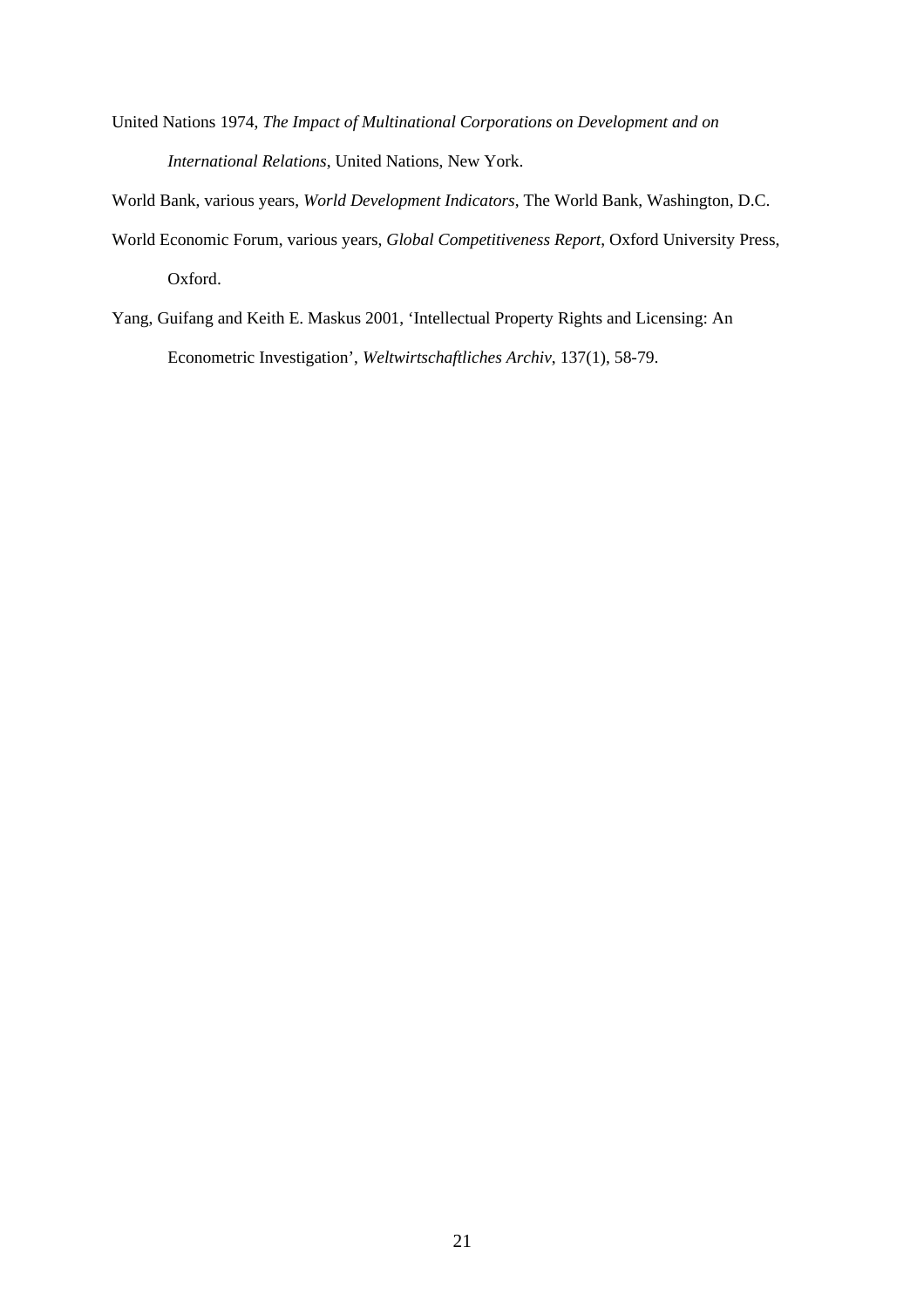United Nations 1974, *The Impact of Multinational Corporations on Development and on International Relations*, United Nations, New York.

World Bank, various years, *World Development Indicators*, The World Bank, Washington, D.C.

World Economic Forum, various years, *Global Competitiveness Report*, Oxford University Press, Oxford.

Yang, Guifang and Keith E. Maskus 2001, 'Intellectual Property Rights and Licensing: An Econometric Investigation', *Weltwirtschaftliches Archiv*, 137(1), 58-79.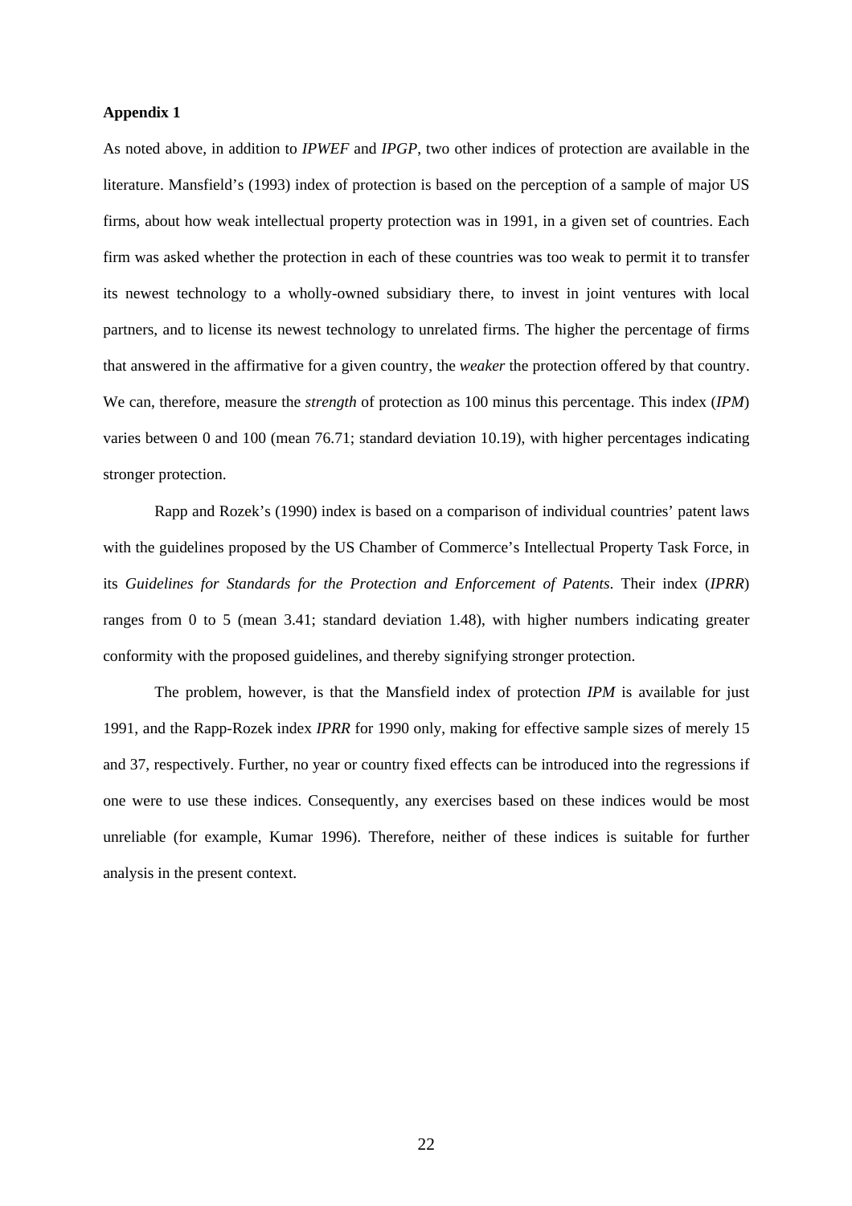**Appendix 1**

As noted above, in addition to *IPWEF* and *IPGP*, two other indices of protection are available in the literature. Mansfield's (1993) index of protection is based on the perception of a sample of major US firms, about how weak intellectual property protection was in 1991, in a given set of countries. Each firm was asked whether the protection in each of these countries was too weak to permit it to transfer its newest technology to a wholly-owned subsidiary there, to invest in joint ventures with local partners, and to license its newest technology to unrelated firms. The higher the percentage of firms that answered in the affirmative for a given country, the *weaker* the protection offered by that country. We can, therefore, measure the *strength* of protection as 100 minus this percentage. This index (*IPM*) varies between 0 and 100 (mean 76.71; standard deviation 10.19), with higher percentages indicating stronger protection.

Rapp and Rozek's (1990) index is based on a comparison of individual countries' patent laws with the guidelines proposed by the US Chamber of Commerce's Intellectual Property Task Force, in its *Guidelines for Standards for the Protection and Enforcement of Patents*. Their index (*IPRR*) ranges from 0 to 5 (mean 3.41; standard deviation 1.48), with higher numbers indicating greater conformity with the proposed guidelines, and thereby signifying stronger protection.

The problem, however, is that the Mansfield index of protection *IPM* is available for just 1991, and the Rapp-Rozek index *IPRR* for 1990 only, making for effective sample sizes of merely 15 and 37, respectively. Further, no year or country fixed effects can be introduced into the regressions if one were to use these indices. Consequently, any exercises based on these indices would be most unreliable (for example, Kumar 1996). Therefore, neither of these indices is suitable for further analysis in the present context.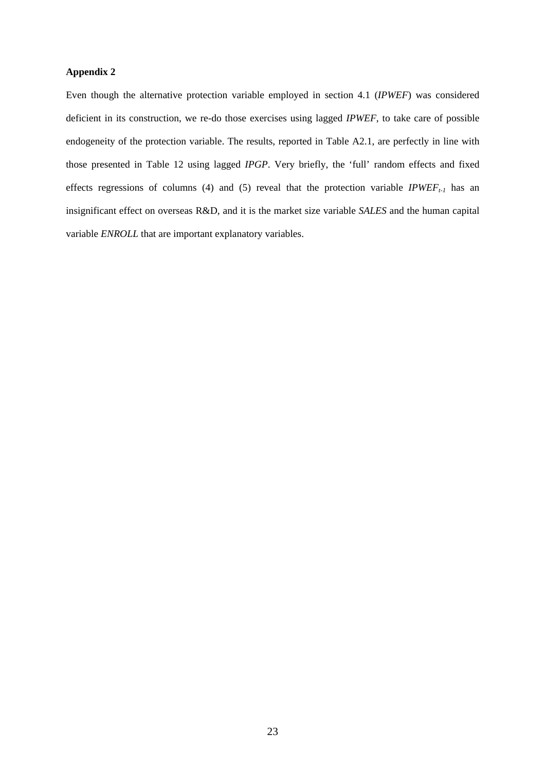**Appendix 2**

Even though the alternative protection variable employed in section 4.1 (*IPWEF*) was considered deficient in its construction, we re-do those exercises using lagged *IPWEF*, to take care of possible endogeneity of the protection variable. The results, reported in Table A2.1, are perfectly in line with those presented in Table 12 using lagged *IPGP*. Very briefly, the 'full' random effects and fixed effects regressions of columns (4) and (5) reveal that the protection variable $IPWEF_{t-1}$ has an insignificant effect on overseas R&D, and it is the market size variable *SALES* and the human capital variable *ENROLL* that are important explanatory variables.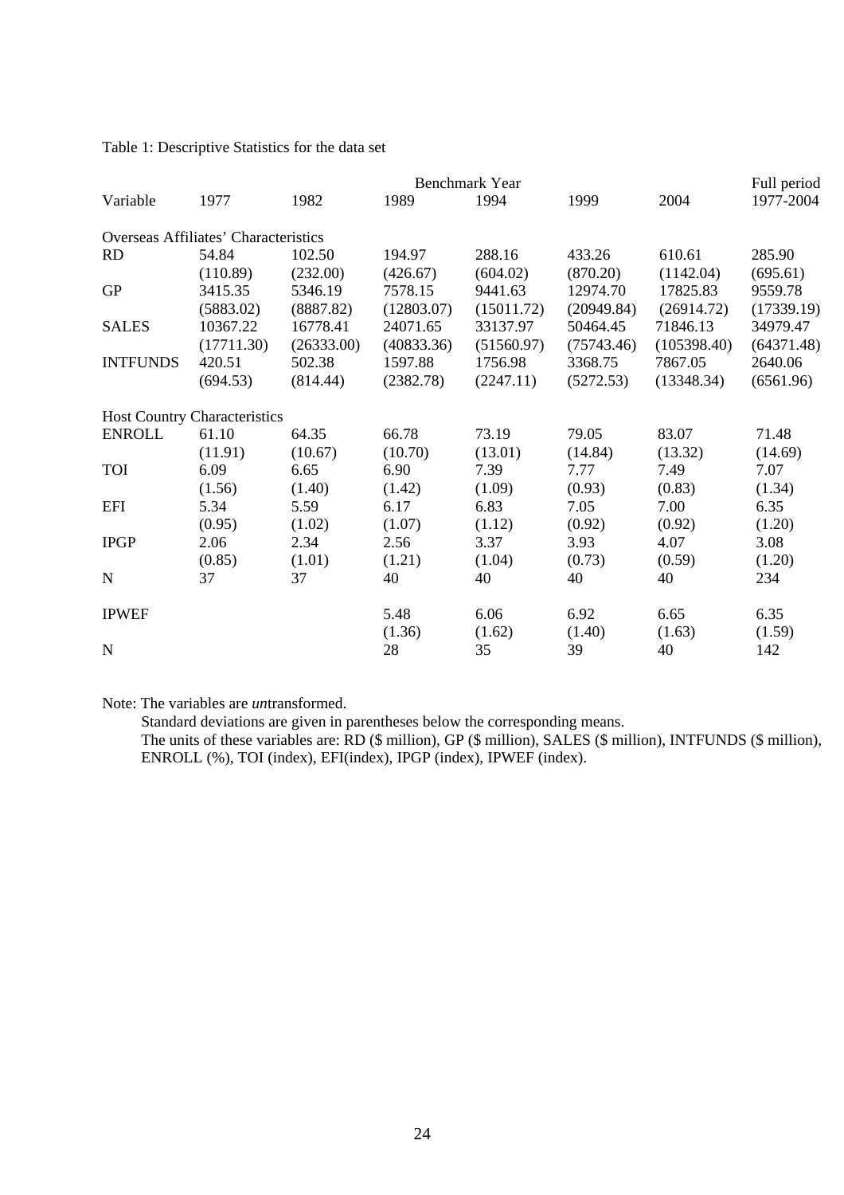Table 1: Descriptive Statistics for the data set

| Variable | Benchmark Year | | | | | | Full period |
|---|---|---|---|---|---|---|---|
| | 1977 | 1982 | 1989 | 1994 | 1999 | 2004 | 1977-2004 |
| Overseas Affiliates' Characteristics | | | | | | | |
| RD | 54.84 | 102.50 | 194.97 | 288.16 | 433.26 | 610.61 | 285.90 |
| | (110.89) | (232.00) | (426.67) | (604.02) | (870.20) | (1142.04) | (695.61) |
| GP | 3415.35 | 5346.19 | 7578.15 | 9441.63 | 12974.70 | 17825.83 | 9559.78 |
| | (5883.02) | (8887.82) | (12803.07) | (15011.72) | (20949.84) | (26914.72) | (17339.19) |
| SALES | 10367.22 | 16778.41 | 24071.65 | 33137.97 | 50464.45 | 71846.13 | 34979.47 |
| | (17711.30) | (26333.00) | (40833.36) | (51560.97) | (75743.46) | (105398.40) | (64371.48) |
| INTFUNDS | 420.51 | 502.38 | 1597.88 | 1756.98 | 3368.75 | 7867.05 | 2640.06 |
| | (694.53) | (814.44) | (2382.78) | (2247.11) | (5272.53) | (13348.34) | (6561.96) |
| Host Country Characteristics | | | | | | | |
| ENROLL | 61.10 | 64.35 | 66.78 | 73.19 | 79.05 | 83.07 | 71.48 |
| | (11.91) | (10.67) | (10.70) | (13.01) | (14.84) | (13.32) | (14.69) |
| TOI | 6.09 | 6.65 | 6.90 | 7.39 | 7.77 | 7.49 | 7.07 |
| | (1.56) | (1.40) | (1.42) | (1.09) | (0.93) | (0.83) | (1.34) |
| EFI | 5.34 | 5.59 | 6.17 | 6.83 | 7.05 | 7.00 | 6.35 |
| | (0.95) | (1.02) | (1.07) | (1.12) | (0.92) | (0.92) | (1.20) |
| IPGP | 2.06 | 2.34 | 2.56 | 3.37 | 3.93 | 4.07 | 3.08 |
| | (0.85) | (1.01) | (1.21) | (1.04) | (0.73) | (0.59) | (1.20) |
| N | 37 | 37 | 40 | 40 | 40 | 40 | 234 |
| IPWEF | | | 5.48 | 6.06 | 6.92 | 6.65 | 6.35 |
| | | | (1.36) | (1.62) | (1.40) | (1.63) | (1.59) |
| N | | | 28 | 35 | 39 | 40 | 142 |

Note: The variables are *un*transformed.
Standard deviations are given in parentheses below the corresponding means.
The units of these variables are: RD ($ million), GP ($ million), SALES ($ million), INTFUNDS ($ million), ENROLL (%), TOI (index), EFI(index), IPGP (index), IPWEF (index).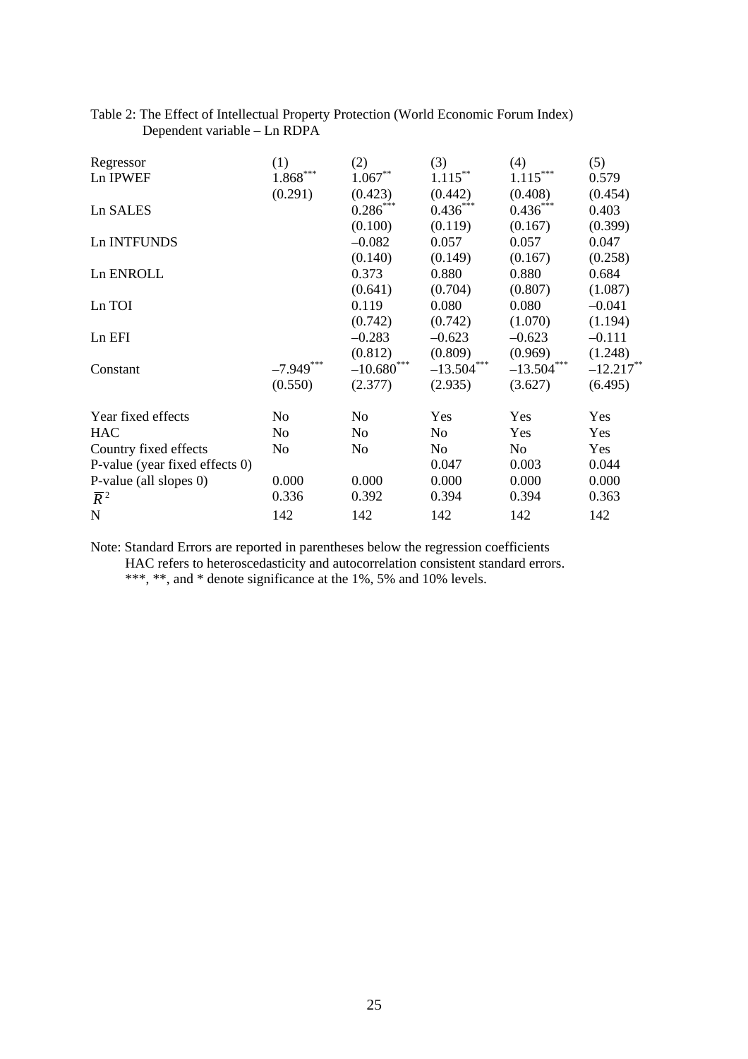Table 2: The Effect of Intellectual Property Protection (World Economic Forum Index)
Dependent variable – Ln RDPA

| Regressor | (1) | (2) | (3) | (4) | (5) |
|---|---|---|---|---|---|
| Ln IPWEF | 1.868*** | 1.067** | 1.115** | 1.115*** | 0.579 |
| | (0.291) | (0.423) | (0.442) | (0.408) | (0.454) |
| Ln SALES | | 0.286*** | 0.436*** | 0.436*** | 0.403 |
| | | (0.100) | (0.119) | (0.167) | (0.399) |
| Ln INTFUNDS | | –0.082 | 0.057 | 0.057 | 0.047 |
| | | (0.140) | (0.149) | (0.167) | (0.258) |
| Ln ENROLL | | 0.373 | 0.880 | 0.880 | 0.684 |
| | | (0.641) | (0.704) | (0.807) | (1.087) |
| Ln TOI | | 0.119 | 0.080 | 0.080 | –0.041 |
| | | (0.742) | (0.742) | (1.070) | (1.194) |
| Ln EFI | | –0.283 | –0.623 | –0.623 | –0.111 |
| | | (0.812) | (0.809) | (0.969) | (1.248) |
| Constant | –7.949*** | –10.680*** | –13.504*** | –13.504*** | –12.217** |
| | (0.550) | (2.377) | (2.935) | (3.627) | (6.495) |
| Year fixed effects | No | No | Yes | Yes | Yes |
| HAC | No | No | No | Yes | Yes |
| Country fixed effects | No | No | No | No | Yes |
| P-value (year fixed effects 0) | | | 0.047 | 0.003 | 0.044 |
| P-value (all slopes 0) | 0.000 | 0.000 | 0.000 | 0.000 | 0.000 |
| $\bar{R}^2$ | 0.336 | 0.392 | 0.394 | 0.394 | 0.363 |
| N | 142 | 142 | 142 | 142 | 142 |

Note: Standard Errors are reported in parentheses below the regression coefficients
HAC refers to heteroscedasticity and autocorrelation consistent standard errors.
***, **, and * denote significance at the 1%, 5% and 10% levels.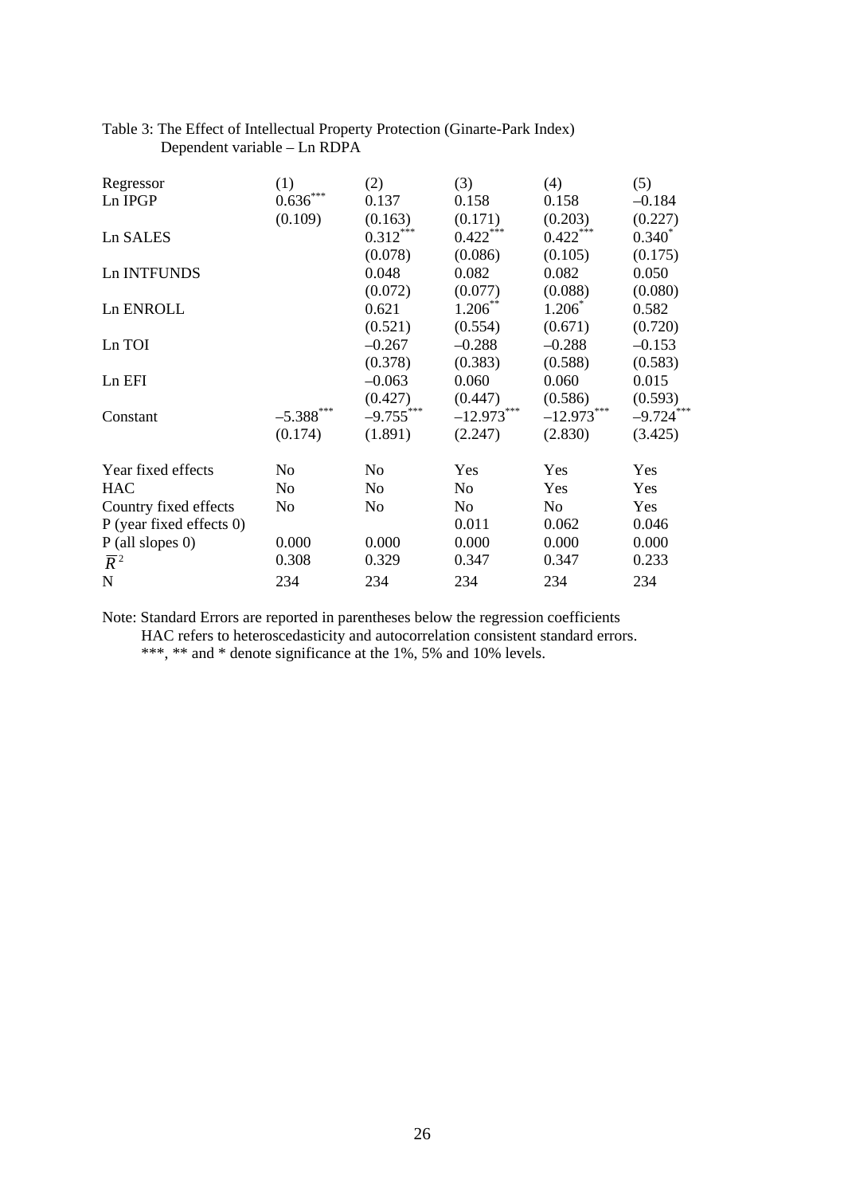Table 3: The Effect of Intellectual Property Protection (Ginarte-Park Index)
Dependent variable – Ln RDPA

| Regressor | (1) | (2) | (3) | (4) | (5) |
|---|---|---|---|---|---|
| Ln IPGP | 0.636*** | 0.137 | 0.158 | 0.158 | –0.184 |
| | (0.109) | (0.163) | (0.171) | (0.203) | (0.227) |
| Ln SALES | | 0.312*** | 0.422*** | 0.422*** | 0.340* |
| | | (0.078) | (0.086) | (0.105) | (0.175) |
| Ln INTFUNDS | | 0.048 | 0.082 | 0.082 | 0.050 |
| | | (0.072) | (0.077) | (0.088) | (0.080) |
| Ln ENROLL | | 0.621 | 1.206** | 1.206* | 0.582 |
| | | (0.521) | (0.554) | (0.671) | (0.720) |
| Ln TOI | | –0.267 | –0.288 | –0.288 | –0.153 |
| | | (0.378) | (0.383) | (0.588) | (0.583) |
| Ln EFI | | –0.063 | 0.060 | 0.060 | 0.015 |
| | | (0.427) | (0.447) | (0.586) | (0.593) |
| Constant | –5.388*** | –9.755*** | –12.973*** | –12.973*** | –9.724*** |
| | (0.174) | (1.891) | (2.247) | (2.830) | (3.425) |
| Year fixed effects | No | No | Yes | Yes | Yes |
| HAC | No | No | No | Yes | Yes |
| Country fixed effects | No | No | No | No | Yes |
| P (year fixed effects 0) | | | 0.011 | 0.062 | 0.046 |
| P (all slopes 0) | 0.000 | 0.000 | 0.000 | 0.000 | 0.000 |
| $\bar{R}^2$ | 0.308 | 0.329 | 0.347 | 0.347 | 0.233 |
| N | 234 | 234 | 234 | 234 | 234 |

Note: Standard Errors are reported in parentheses below the regression coefficients
HAC refers to heteroscedasticity and autocorrelation consistent standard errors.
***, ** and * denote significance at the 1%, 5% and 10% levels.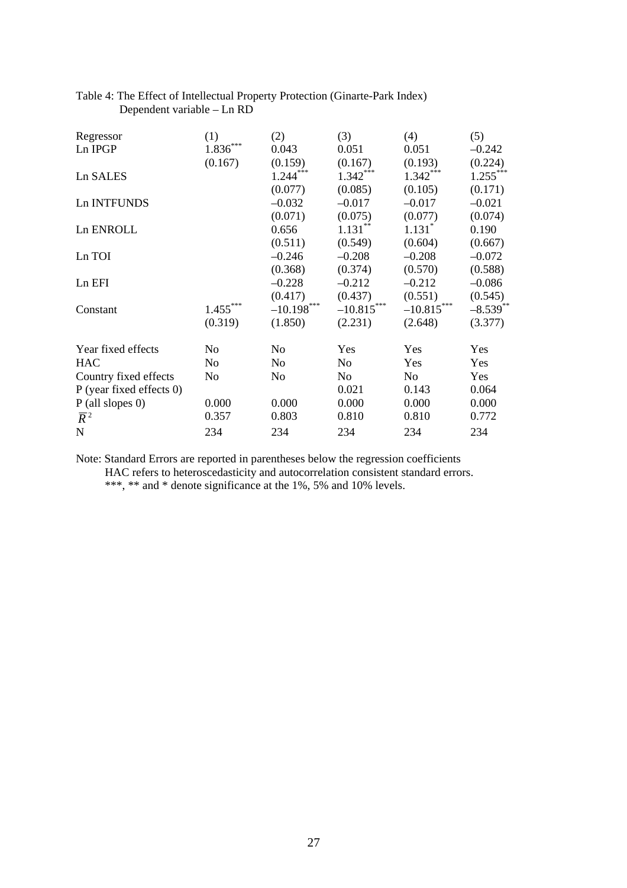Table 4: The Effect of Intellectual Property Protection (Ginarte-Park Index)
Dependent variable – Ln RD

| Regressor | (1) | (2) | (3) | (4) | (5) |
|---|---|---|---|---|---|
| Ln IPGP | 1.836*** | 0.043 | 0.051 | 0.051 | –0.242 |
| | (0.167) | (0.159) | (0.167) | (0.193) | (0.224) |
| Ln SALES | | 1.244*** | 1.342*** | 1.342*** | 1.255*** |
| | | (0.077) | (0.085) | (0.105) | (0.171) |
| Ln INTFUNDS | | –0.032 | –0.017 | –0.017 | –0.021 |
| | | (0.071) | (0.075) | (0.077) | (0.074) |
| Ln ENROLL | | 0.656 | 1.131** | 1.131* | 0.190 |
| | | (0.511) | (0.549) | (0.604) | (0.667) |
| Ln TOI | | –0.246 | –0.208 | –0.208 | –0.072 |
| | | (0.368) | (0.374) | (0.570) | (0.588) |
| Ln EFI | | –0.228 | –0.212 | –0.212 | –0.086 |
| | | (0.417) | (0.437) | (0.551) | (0.545) |
| Constant | 1.455*** | –10.198*** | –10.815*** | –10.815*** | –8.539** |
| | (0.319) | (1.850) | (2.231) | (2.648) | (3.377) |
| Year fixed effects | No | No | Yes | Yes | Yes |
| HAC | No | No | No | Yes | Yes |
| Country fixed effects | No | No | No | No | Yes |
| P (year fixed effects 0) | | | 0.021 | 0.143 | 0.064 |
| P (all slopes 0) | 0.000 | 0.000 | 0.000 | 0.000 | 0.000 |
| $\bar{R}^2$ | 0.357 | 0.803 | 0.810 | 0.810 | 0.772 |
| N | 234 | 234 | 234 | 234 | 234 |

Note: Standard Errors are reported in parentheses below the regression coefficients
HAC refers to heteroscedasticity and autocorrelation consistent standard errors.
***, ** and * denote significance at the 1%, 5% and 10% levels.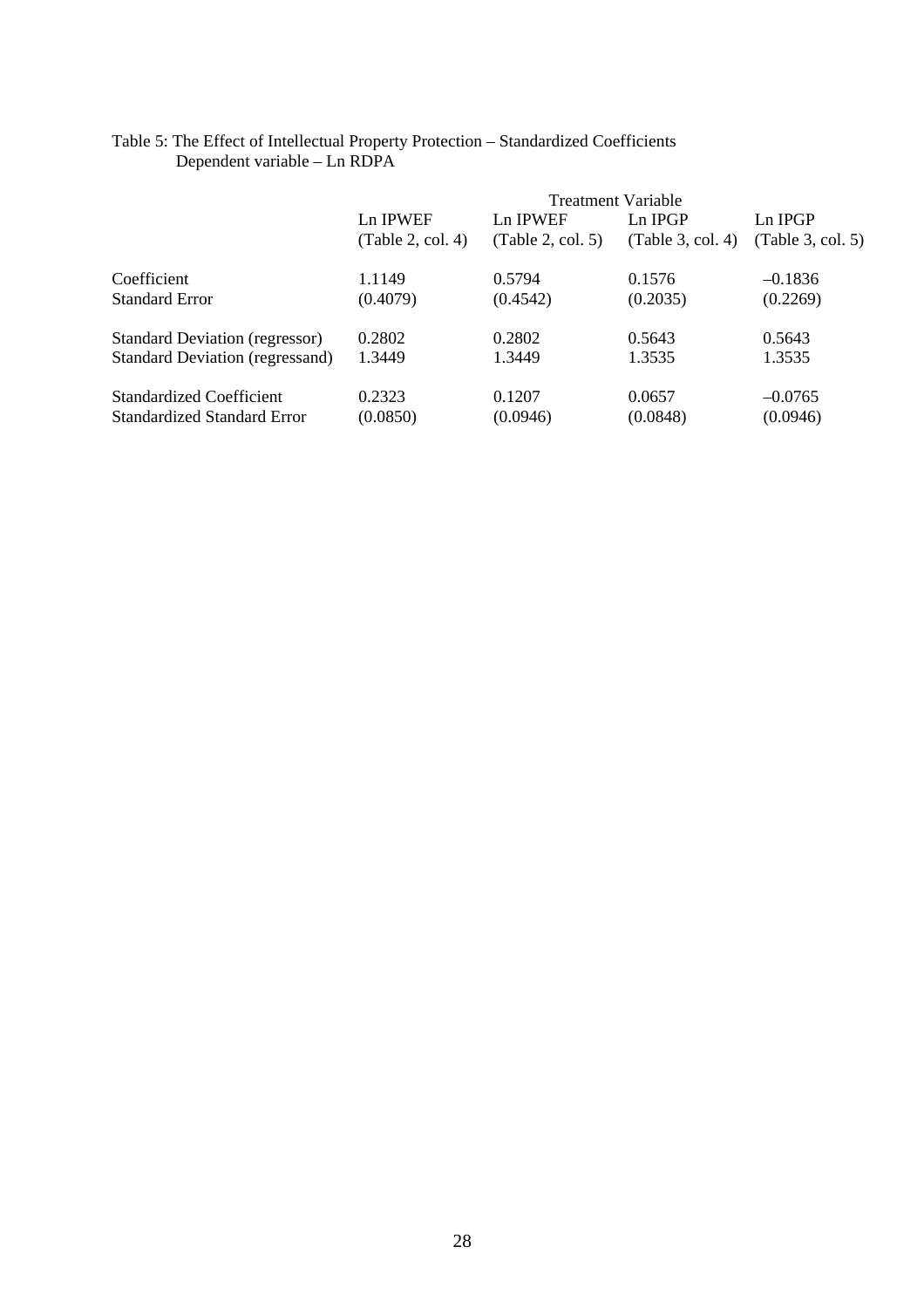Table 5: The Effect of Intellectual Property Protection – Standardized Coefficients
Dependent variable – Ln RDPA

| | Treatment Variable | | | |
|---|---|---|---|---|
| | Ln IPWEF (Table 2, col. 4) | Ln IPWEF (Table 2, col. 5) | Ln IPGP (Table 3, col. 4) | Ln IPGP (Table 3, col. 5) |
| Coefficient | 1.1149 | 0.5794 | 0.1576 | –0.1836 |
| Standard Error | (0.4079) | (0.4542) | (0.2035) | (0.2269) |
| Standard Deviation (regressor) | 0.2802 | 0.2802 | 0.5643 | 0.5643 |
| Standard Deviation (regressand) | 1.3449 | 1.3449 | 1.3535 | 1.3535 |
| Standardized Coefficient | 0.2323 | 0.1207 | 0.0657 | –0.0765 |
| Standardized Standard Error | (0.0850) | (0.0946) | (0.0848) | (0.0946) |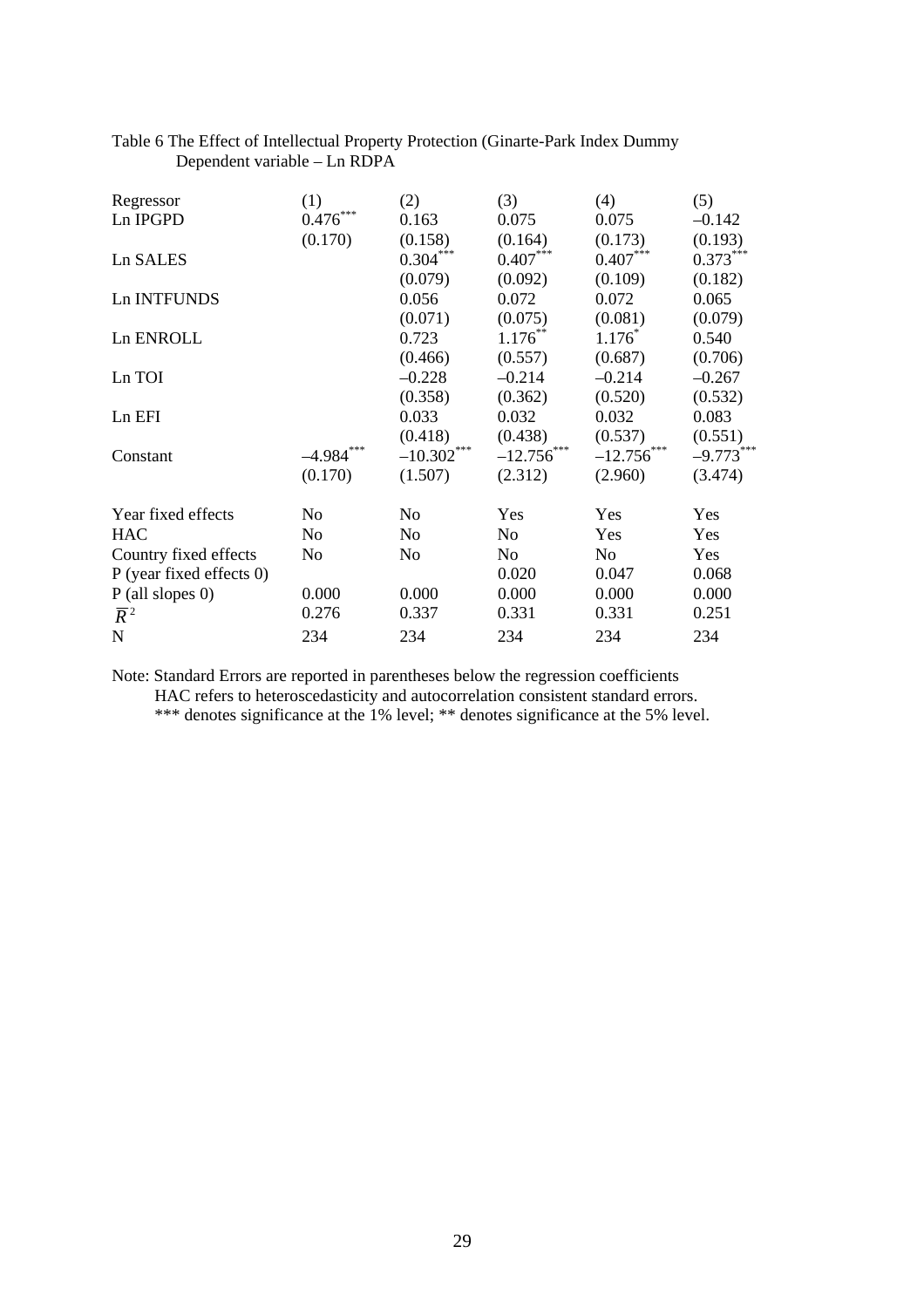Table 6 The Effect of Intellectual Property Protection (Ginarte-Park Index Dummy
Dependent variable – Ln RDPA

| Regressor | (1) | (2) | (3) | (4) | (5) |
|---|---|---|---|---|---|
| Ln IPGPD | 0.476*** | 0.163 | 0.075 | 0.075 | –0.142 |
| | (0.170) | (0.158) | (0.164) | (0.173) | (0.193) |
| Ln SALES | | 0.304*** | 0.407*** | 0.407*** | 0.373*** |
| | | (0.079) | (0.092) | (0.109) | (0.182) |
| Ln INTFUNDS | | 0.056 | 0.072 | 0.072 | 0.065 |
| | | (0.071) | (0.075) | (0.081) | (0.079) |
| Ln ENROLL | | 0.723 | 1.176** | 1.176* | 0.540 |
| | | (0.466) | (0.557) | (0.687) | (0.706) |
| Ln TOI | | –0.228 | –0.214 | –0.214 | –0.267 |
| | | (0.358) | (0.362) | (0.520) | (0.532) |
| Ln EFI | | 0.033 | 0.032 | 0.032 | 0.083 |
| | | (0.418) | (0.438) | (0.537) | (0.551) |
| Constant | –4.984*** | –10.302*** | –12.756*** | –12.756*** | –9.773*** |
| | (0.170) | (1.507) | (2.312) | (2.960) | (3.474) |
| Year fixed effects | No | No | Yes | Yes | Yes |
| HAC | No | No | No | Yes | Yes |
| Country fixed effects | No | No | No | No | Yes |
| P (year fixed effects 0) | | | 0.020 | 0.047 | 0.068 |
| P (all slopes 0) | 0.000 | 0.000 | 0.000 | 0.000 | 0.000 |
| $\overline{R}^2$ | 0.276 | 0.337 | 0.331 | 0.331 | 0.251 |
| N | 234 | 234 | 234 | 234 | 234 |

Note: Standard Errors are reported in parentheses below the regression coefficients
HAC refers to heteroscedasticity and autocorrelation consistent standard errors.
*** denotes significance at the 1% level; ** denotes significance at the 5% level.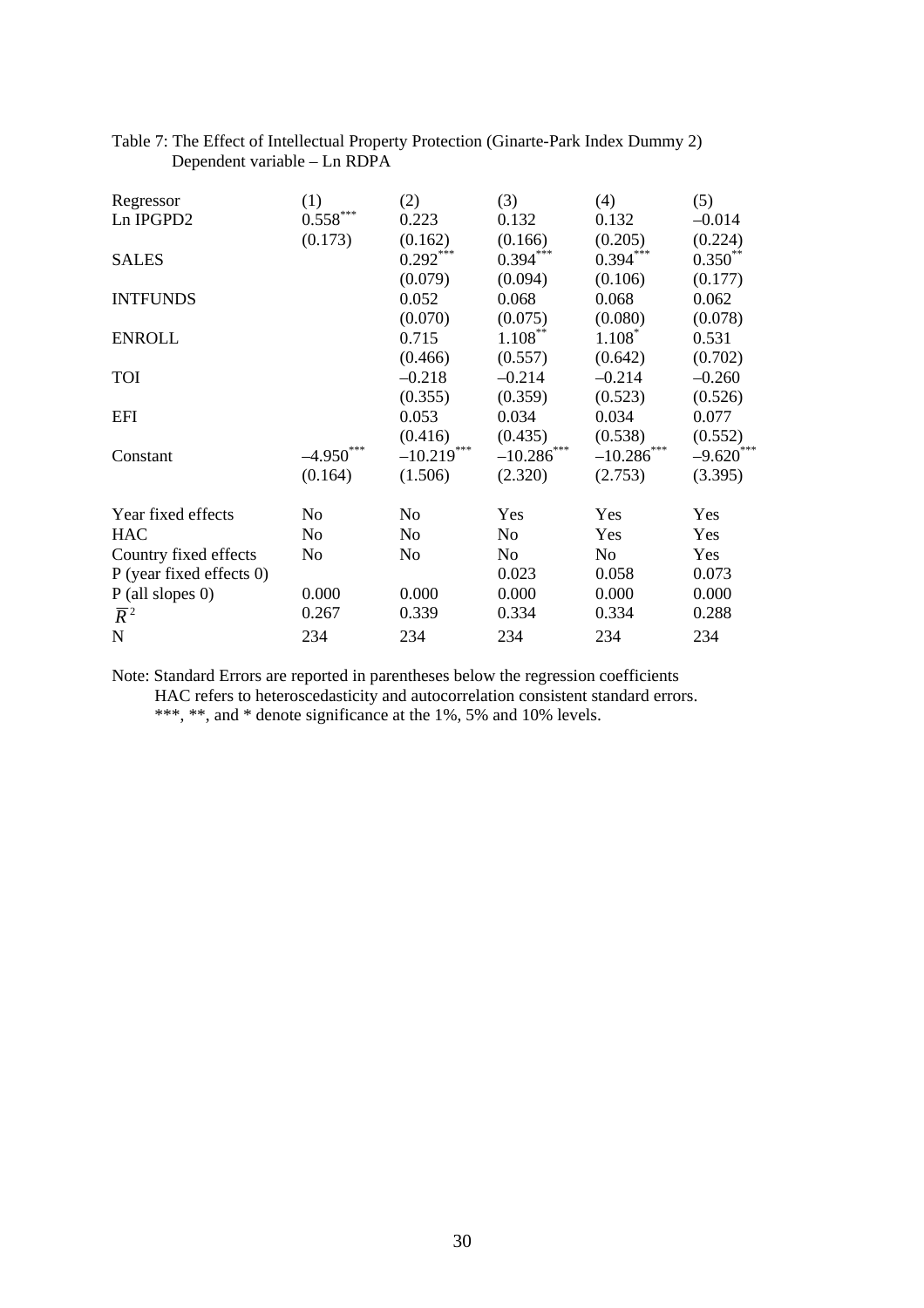Table 7: The Effect of Intellectual Property Protection (Ginarte-Park Index Dummy 2)
Dependent variable – Ln RDPA

| Regressor | (1) | (2) | (3) | (4) | (5) |
|---|---|---|---|---|---|
| Ln IPGPD2 | 0.558*** | 0.223 | 0.132 | 0.132 | –0.014 |
| | (0.173) | (0.162) | (0.166) | (0.205) | (0.224) |
| SALES | | 0.292*** | 0.394*** | 0.394*** | 0.350** |
| | | (0.079) | (0.094) | (0.106) | (0.177) |
| INTFUNDS | | 0.052 | 0.068 | 0.068 | 0.062 |
| | | (0.070) | (0.075) | (0.080) | (0.078) |
| ENROLL | | 0.715 | 1.108** | 1.108* | 0.531 |
| | | (0.466) | (0.557) | (0.642) | (0.702) |
| TOI | | –0.218 | –0.214 | –0.214 | –0.260 |
| | | (0.355) | (0.359) | (0.523) | (0.526) |
| EFI | | 0.053 | 0.034 | 0.034 | 0.077 |
| | | (0.416) | (0.435) | (0.538) | (0.552) |
| Constant | –4.950*** | –10.219*** | –10.286*** | –10.286*** | –9.620*** |
| | (0.164) | (1.506) | (2.320) | (2.753) | (3.395) |
| Year fixed effects | No | No | Yes | Yes | Yes |
| HAC | No | No | No | Yes | Yes |
| Country fixed effects | No | No | No | No | Yes |
| P (year fixed effects 0) | | | 0.023 | 0.058 | 0.073 |
| P (all slopes 0) | 0.000 | 0.000 | 0.000 | 0.000 | 0.000 |
| $\overline{R}^2$ | 0.267 | 0.339 | 0.334 | 0.334 | 0.288 |
| N | 234 | 234 | 234 | 234 | 234 |

Note: Standard Errors are reported in parentheses below the regression coefficients
HAC refers to heteroscedasticity and autocorrelation consistent standard errors.
***, **, and * denote significance at the 1%, 5% and 10% levels.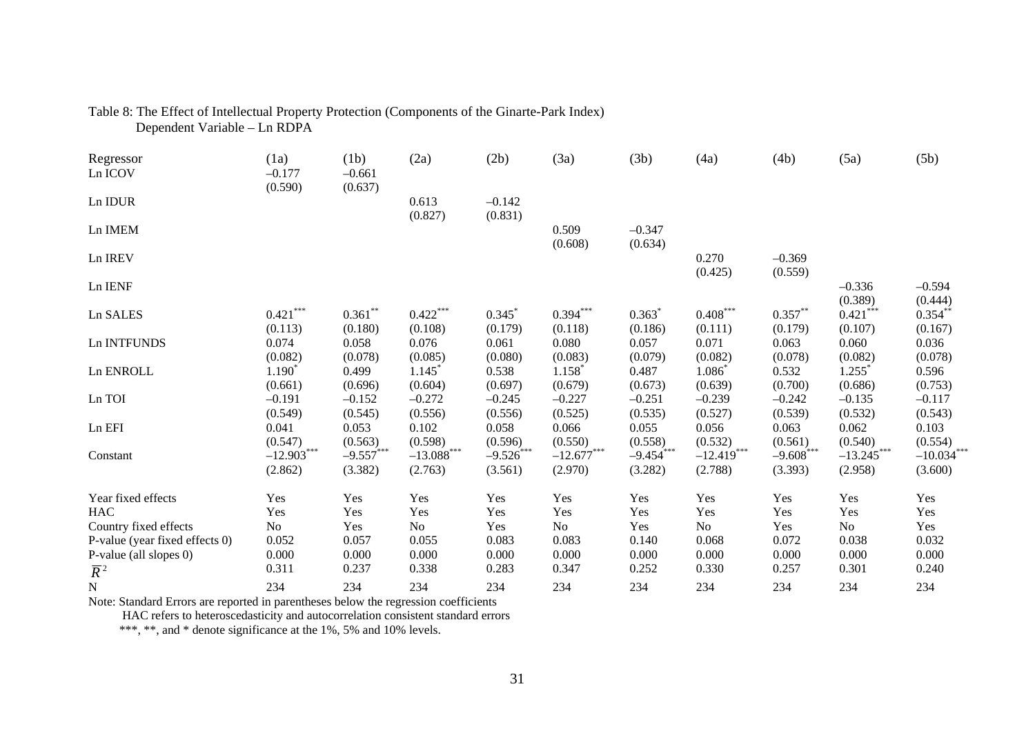Table 8: The Effect of Intellectual Property Protection (Components of the Ginarte-Park Index)
Dependent Variable – Ln RDPA

| Regressor | (1a) | (1b) | (2a) | (2b) | (3a) | (3b) | (4a) | (4b) | (5a) | (5b) |
|---|---|---|---|---|---|---|---|---|---|---|
| Ln ICOV | –0.177 | –0.661 | | | | | | | | |
| | (0.590) | (0.637) | | | | | | | | |
| Ln IDUR | | | 0.613 | –0.142 | | | | | | |
| | | | (0.827) | (0.831) | | | | | | |
| Ln IMEM | | | | | 0.509 | –0.347 | | | | |
| | | | | | (0.608) | (0.634) | | | | |
| Ln IREV | | | | | | | 0.270 | –0.369 | | |
| | | | | | | | (0.425) | (0.559) | | |
| Ln IENF | | | | | | | | | –0.336 | –0.594 |
| | | | | | | | | | (0.389) | (0.444) |
| Ln SALES | 0.421*** | 0.361** | 0.422*** | 0.345* | 0.394*** | 0.363* | 0.408*** | 0.357** | 0.421*** | 0.354** |
| | (0.113) | (0.180) | (0.108) | (0.179) | (0.118) | (0.186) | (0.111) | (0.179) | (0.107) | (0.167) |
| Ln INTFUNDS | 0.074 | 0.058 | 0.076 | 0.061 | 0.080 | 0.057 | 0.071 | 0.063 | 0.060 | 0.036 |
| | (0.082) | (0.078) | (0.085) | (0.080) | (0.083) | (0.079) | (0.082) | (0.078) | (0.082) | (0.078) |
| Ln ENROLL | 1.190* | 0.499 | 1.145* | 0.538 | 1.158* | 0.487 | 1.086* | 0.532 | 1.255* | 0.596 |
| | (0.661) | (0.696) | (0.604) | (0.697) | (0.679) | (0.673) | (0.639) | (0.700) | (0.686) | (0.753) |
| Ln TOI | –0.191 | –0.152 | –0.272 | –0.245 | –0.227 | –0.251 | –0.239 | –0.242 | –0.135 | –0.117 |
| | (0.549) | (0.545) | (0.556) | (0.556) | (0.525) | (0.535) | (0.527) | (0.539) | (0.532) | (0.543) |
| Ln EFI | 0.041 | 0.053 | 0.102 | 0.058 | 0.066 | 0.055 | 0.056 | 0.063 | 0.062 | 0.103 |
| | (0.547) | (0.563) | (0.598) | (0.596) | (0.550) | (0.558) | (0.532) | (0.561) | (0.540) | (0.554) |
| Constant | –12.903*** | –9.557*** | –13.088*** | –9.526*** | –12.677*** | –9.454*** | –12.419*** | –9.608*** | –13.245*** | –10.034*** |
| | (2.862) | (3.382) | (2.763) | (3.561) | (2.970) | (3.282) | (2.788) | (3.393) | (2.958) | (3.600) |
| Year fixed effects | Yes | Yes | Yes | Yes | Yes | Yes | Yes | Yes | Yes | Yes |
| HAC | Yes | Yes | Yes | Yes | Yes | Yes | Yes | Yes | Yes | Yes |
| Country fixed effects | No | Yes | No | Yes | No | Yes | No | Yes | No | Yes |
| P-value (year fixed effects 0) | 0.052 | 0.057 | 0.055 | 0.083 | 0.083 | 0.140 | 0.068 | 0.072 | 0.038 | 0.032 |
| P-value (all slopes 0) | 0.000 | 0.000 | 0.000 | 0.000 | 0.000 | 0.000 | 0.000 | 0.000 | 0.000 | 0.000 |
| $\overline{R}^2$ | 0.311 | 0.237 | 0.338 | 0.283 | 0.347 | 0.252 | 0.330 | 0.257 | 0.301 | 0.240 |
| N | 234 | 234 | 234 | 234 | 234 | 234 | 234 | 234 | 234 | 234 |

Note: Standard Errors are reported in parentheses below the regression coefficients
HAC refers to heteroscedasticity and autocorrelation consistent standard errors
***, **, and * denote significance at the 1%, 5% and 10% levels.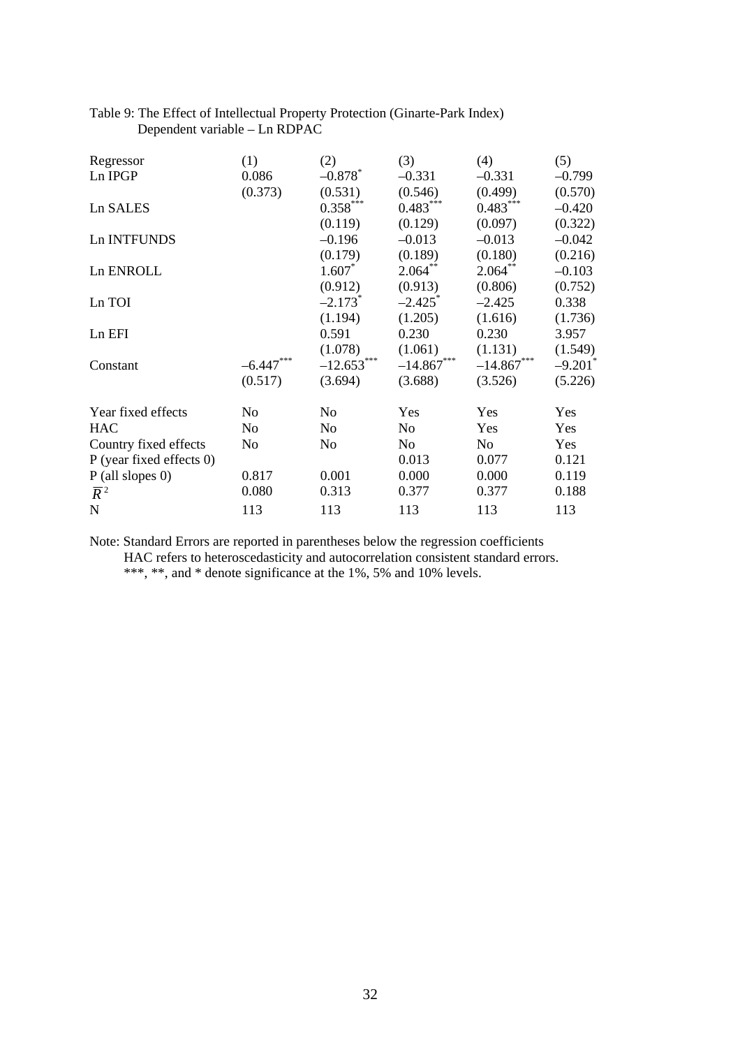Table 9: The Effect of Intellectual Property Protection (Ginarte-Park Index)
Dependent variable – Ln RDPAC

| Regressor | (1) | (2) | (3) | (4) | (5) |
|---|---|---|---|---|---|
| Ln IPGP | 0.086 | –0.878* | –0.331 | –0.331 | –0.799 |
| | (0.373) | (0.531) | (0.546) | (0.499) | (0.570) |
| Ln SALES | | 0.358*** | 0.483*** | 0.483*** | –0.420 |
| | | (0.119) | (0.129) | (0.097) | (0.322) |
| Ln INTFUNDS | | –0.196 | –0.013 | –0.013 | –0.042 |
| | | (0.179) | (0.189) | (0.180) | (0.216) |
| Ln ENROLL | | 1.607* | 2.064** | 2.064** | –0.103 |
| | | (0.912) | (0.913) | (0.806) | (0.752) |
| Ln TOI | | –2.173* | –2.425* | –2.425 | 0.338 |
| | | (1.194) | (1.205) | (1.616) | (1.736) |
| Ln EFI | | 0.591 | 0.230 | 0.230 | 3.957 |
| | | (1.078) | (1.061) | (1.131) | (1.549) |
| Constant | –6.447*** | –12.653*** | –14.867*** | –14.867*** | –9.201* |
| | (0.517) | (3.694) | (3.688) | (3.526) | (5.226) |
| Year fixed effects | No | No | Yes | Yes | Yes |
| HAC | No | No | No | Yes | Yes |
| Country fixed effects | No | No | No | No | Yes |
| P (year fixed effects 0) | | | 0.013 | 0.077 | 0.121 |
| P (all slopes 0) | 0.817 | 0.001 | 0.000 | 0.000 | 0.119 |
| $\bar{R}^2$ | 0.080 | 0.313 | 0.377 | 0.377 | 0.188 |
| N | 113 | 113 | 113 | 113 | 113 |

Note: Standard Errors are reported in parentheses below the regression coefficients
HAC refers to heteroscedasticity and autocorrelation consistent standard errors.
***, **, and * denote significance at the 1%, 5% and 10% levels.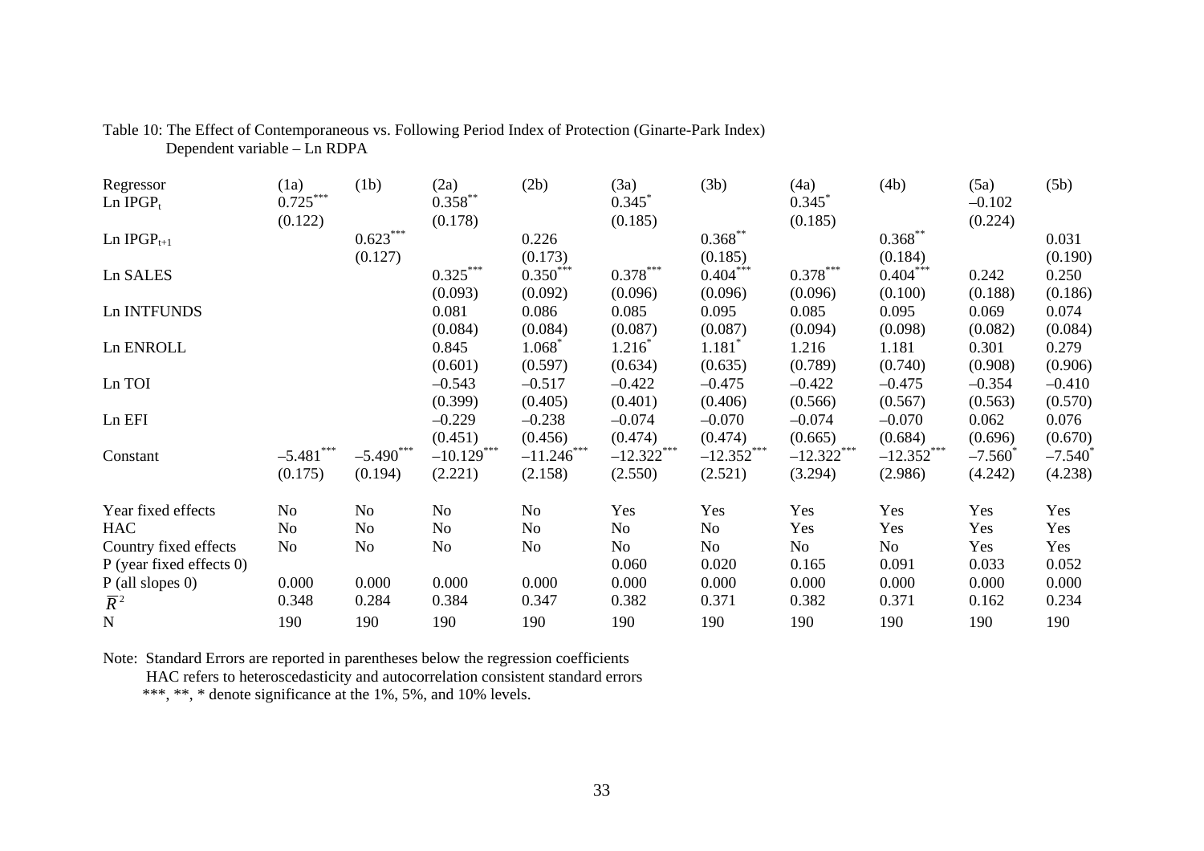Table 10: The Effect of Contemporaneous vs. Following Period Index of Protection (Ginarte-Park Index)
Dependent variable – Ln RDPA

| Regressor | (1a) | (1b) | (2a) | (2b) | (3a) | (3b) | (4a) | (4b) | (5a) | (5b) |
|---|---|---|---|---|---|---|---|---|---|---|
| Ln $IPGP_t$ | $0.725^{***}$ | | $0.358^{**}$ | | $0.345^{*}$ | | $0.345^{*}$ | | –0.102 | |
| | (0.122) | | (0.178) | | (0.185) | | (0.185) | | (0.224) | |
| Ln $IPGP_{t+1}$ | | $0.623^{***}$ | | 0.226 | | $0.368^{**}$ | | $0.368^{**}$ | | 0.031 |
| | | (0.127) | | (0.173) | | (0.185) | | (0.184) | | (0.190) |
| Ln SALES | | | $0.325^{***}$ | $0.350^{***}$ | $0.378^{***}$ | $0.404^{***}$ | $0.378^{***}$ | $0.404^{***}$ | 0.242 | 0.250 |
| | | | (0.093) | (0.092) | (0.096) | (0.096) | (0.096) | (0.100) | (0.188) | (0.186) |
| Ln INTFUNDS | | | 0.081 | 0.086 | 0.085 | 0.095 | 0.085 | 0.095 | 0.069 | 0.074 |
| | | | (0.084) | (0.084) | (0.087) | (0.087) | (0.094) | (0.098) | (0.082) | (0.084) |
| Ln ENROLL | | | 0.845 | $1.068^{*}$ | $1.216^{*}$ | $1.181^{*}$ | 1.216 | 1.181 | 0.301 | 0.279 |
| | | | (0.601) | (0.597) | (0.634) | (0.635) | (0.789) | (0.740) | (0.908) | (0.906) |
| Ln TOI | | | –0.543 | –0.517 | –0.422 | –0.475 | –0.422 | –0.475 | –0.354 | –0.410 |
| | | | (0.399) | (0.405) | (0.401) | (0.406) | (0.566) | (0.567) | (0.563) | (0.570) |
| Ln EFI | | | –0.229 | –0.238 | –0.074 | –0.070 | –0.074 | –0.070 | 0.062 | 0.076 |
| | | | (0.451) | (0.456) | (0.474) | (0.474) | (0.665) | (0.684) | (0.696) | (0.670) |
| Constant | $-5.481^{***}$ | $-5.490^{***}$ | $-10.129^{***}$ | $-11.246^{***}$ | $-12.322^{***}$ | $-12.352^{***}$ | $-12.322^{***}$ | $-12.352^{***}$ | $-7.560^{*}$ | $-7.540^{*}$ |
| | (0.175) | (0.194) | (2.221) | (2.158) | (2.550) | (2.521) | (3.294) | (2.986) | (4.242) | (4.238) |
| Year fixed effects | No | No | No | No | Yes | Yes | Yes | Yes | Yes | Yes |
| HAC | No | No | No | No | No | No | Yes | Yes | Yes | Yes |
| Country fixed effects | No | No | No | No | No | No | No | No | Yes | Yes |
| P (year fixed effects 0) | | | | | 0.060 | 0.020 | 0.165 | 0.091 | 0.033 | 0.052 |
| P (all slopes 0) | 0.000 | 0.000 | 0.000 | 0.000 | 0.000 | 0.000 | 0.000 | 0.000 | 0.000 | 0.000 |
| $\overline{R}^2$ | 0.348 | 0.284 | 0.384 | 0.347 | 0.382 | 0.371 | 0.382 | 0.371 | 0.162 | 0.234 |
| N | 190 | 190 | 190 | 190 | 190 | 190 | 190 | 190 | 190 | 190 |

Note: Standard Errors are reported in parentheses below the regression coefficients
HAC refers to heteroscedasticity and autocorrelation consistent standard errors
***, **, * denote significance at the 1%, 5%, and 10% levels.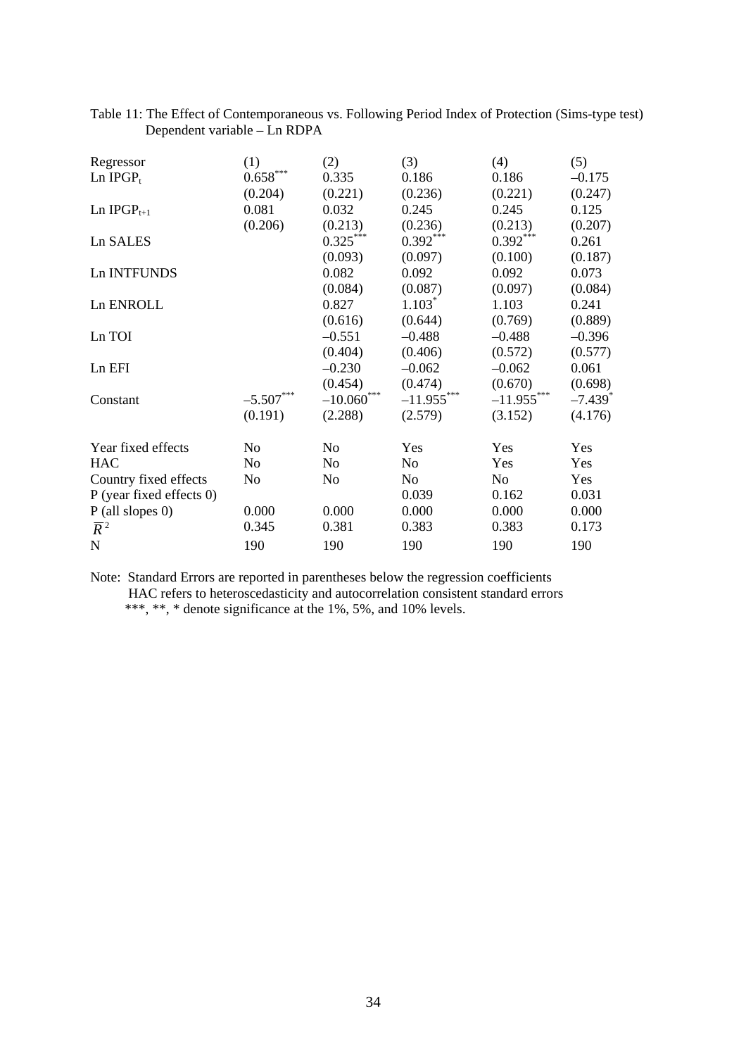Table 11: The Effect of Contemporaneous vs. Following Period Index of Protection (Sims-type test)
Dependent variable – Ln RDPA

| Regressor | (1) | (2) | (3) | (4) | (5) |
|---|---|---|---|---|---|
| Ln $IPGP_t$ | $0.658^{***}$ | 0.335 | 0.186 | 0.186 | –0.175 |
| | (0.204) | (0.221) | (0.236) | (0.221) | (0.247) |
| Ln $IPGP_{t+1}$ | 0.081 | 0.032 | 0.245 | 0.245 | 0.125 |
| | (0.206) | (0.213) | (0.236) | (0.213) | (0.207) |
| Ln SALES | | $0.325^{***}$ | $0.392^{***}$ | $0.392^{***}$ | 0.261 |
| | | (0.093) | (0.097) | (0.100) | (0.187) |
| Ln INTFUNDS | | 0.082 | 0.092 | 0.092 | 0.073 |
| | | (0.084) | (0.087) | (0.097) | (0.084) |
| Ln ENROLL | | 0.827 | $1.103^{*}$ | 1.103 | 0.241 |
| | | (0.616) | (0.644) | (0.769) | (0.889) |
| Ln TOI | | –0.551 | –0.488 | –0.488 | –0.396 |
| | | (0.404) | (0.406) | (0.572) | (0.577) |
| Ln EFI | | –0.230 | –0.062 | –0.062 | 0.061 |
| | | (0.454) | (0.474) | (0.670) | (0.698) |
| Constant | $–5.507^{***}$ | $–10.060^{***}$ | $–11.955^{***}$ | $–11.955^{***}$ | $–7.439^{*}$ |
| | (0.191) | (2.288) | (2.579) | (3.152) | (4.176) |
| Year fixed effects | No | No | Yes | Yes | Yes |
| HAC | No | No | No | Yes | Yes |
| Country fixed effects | No | No | No | No | Yes |
| P (year fixed effects 0) | | | 0.039 | 0.162 | 0.031 |
| P (all slopes 0) | 0.000 | 0.000 | 0.000 | 0.000 | 0.000 |
| $\overline{R}^2$ | 0.345 | 0.381 | 0.383 | 0.383 | 0.173 |
| N | 190 | 190 | 190 | 190 | 190 |

Note: Standard Errors are reported in parentheses below the regression coefficients
HAC refers to heteroscedasticity and autocorrelation consistent standard errors
***, **, * denote significance at the 1%, 5%, and 10% levels.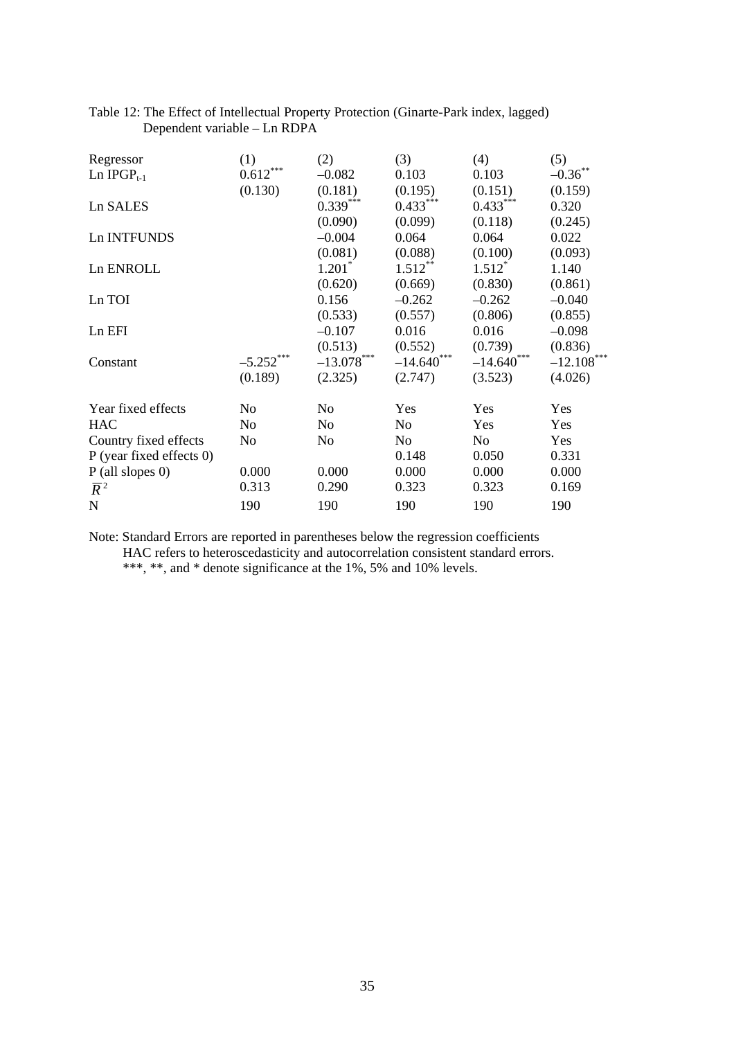Table 12: The Effect of Intellectual Property Protection (Ginarte-Park index, lagged)
Dependent variable – Ln RDPA

| Regressor | (1) | (2) | (3) | (4) | (5) |
|---|---|---|---|---|---|
| Ln $IPGP_{t-1}$ | 0.612*** | –0.082 | 0.103 | 0.103 | –0.36** |
| | (0.130) | (0.181) | (0.195) | (0.151) | (0.159) |
| Ln SALES | | 0.339*** | 0.433*** | 0.433*** | 0.320 |
| | | (0.090) | (0.099) | (0.118) | (0.245) |
| Ln INTFUNDS | | –0.004 | 0.064 | 0.064 | 0.022 |
| | | (0.081) | (0.088) | (0.100) | (0.093) |
| Ln ENROLL | | 1.201* | 1.512** | 1.512* | 1.140 |
| | | (0.620) | (0.669) | (0.830) | (0.861) |
| Ln TOI | | 0.156 | –0.262 | –0.262 | –0.040 |
| | | (0.533) | (0.557) | (0.806) | (0.855) |
| Ln EFI | | –0.107 | 0.016 | 0.016 | –0.098 |
| | | (0.513) | (0.552) | (0.739) | (0.836) |
| Constant | –5.252*** | –13.078*** | –14.640*** | –14.640*** | –12.108*** |
| | (0.189) | (2.325) | (2.747) | (3.523) | (4.026) |
| Year fixed effects | No | No | Yes | Yes | Yes |
| HAC | No | No | No | Yes | Yes |
| Country fixed effects | No | No | No | No | Yes |
| P (year fixed effects 0) | | | 0.148 | 0.050 | 0.331 |
| P (all slopes 0) | 0.000 | 0.000 | 0.000 | 0.000 | 0.000 |
| $\bar{R}^2$ | 0.313 | 0.290 | 0.323 | 0.323 | 0.169 |
| N | 190 | 190 | 190 | 190 | 190 |

Note: Standard Errors are reported in parentheses below the regression coefficients
HAC refers to heteroscedasticity and autocorrelation consistent standard errors.
***, **, and * denote significance at the 1%, 5% and 10% levels.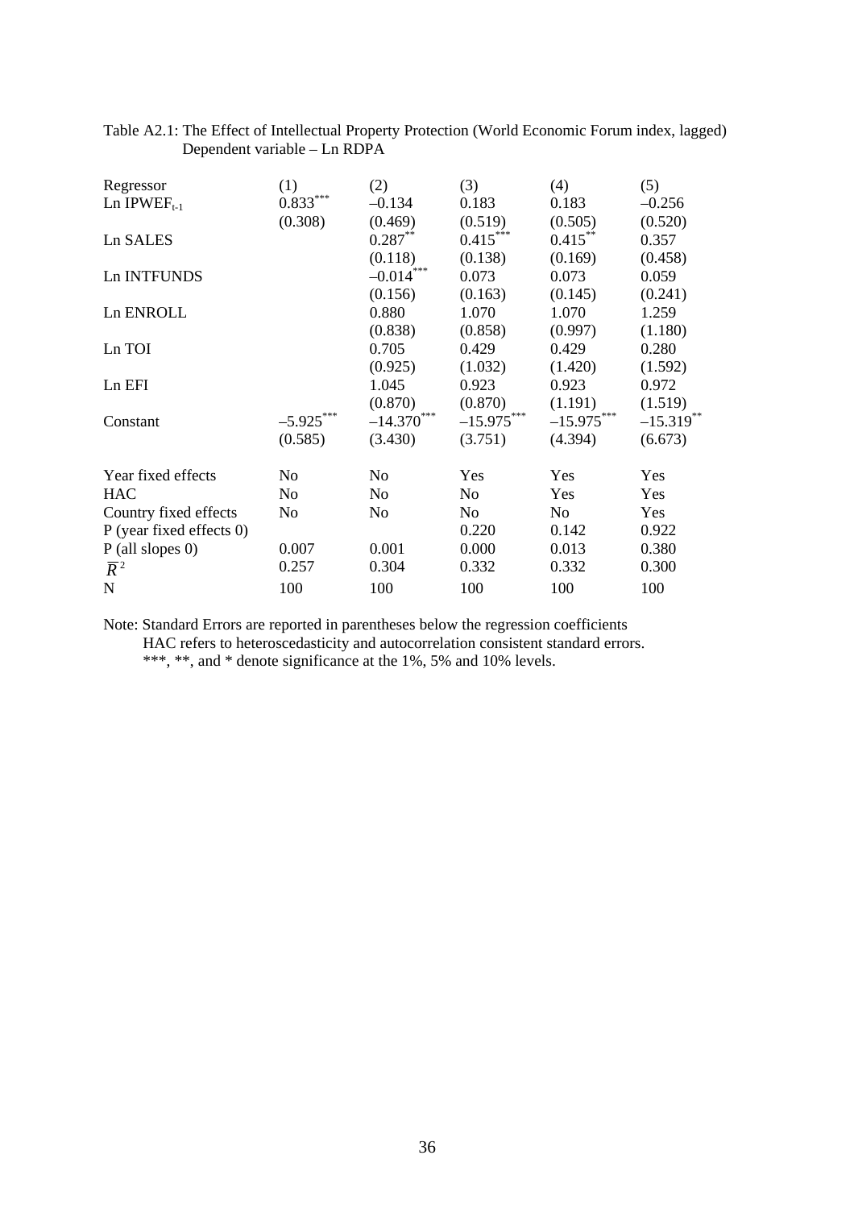Table A2.1: The Effect of Intellectual Property Protection (World Economic Forum index, lagged)
Dependent variable – Ln RDPA

| Regressor | (1) | (2) | (3) | (4) | (5) |
|---|---|---|---|---|---|
| Ln $IPWEF_{t-1}$ | 0.833*** | –0.134 | 0.183 | 0.183 | –0.256 |
| | (0.308) | (0.469) | (0.519) | (0.505) | (0.520) |
| Ln SALES | | 0.287** | 0.415*** | 0.415** | 0.357 |
| | | (0.118) | (0.138) | (0.169) | (0.458) |
| Ln INTFUNDS | | –0.014*** | 0.073 | 0.073 | 0.059 |
| | | (0.156) | (0.163) | (0.145) | (0.241) |
| Ln ENROLL | | 0.880 | 1.070 | 1.070 | 1.259 |
| | | (0.838) | (0.858) | (0.997) | (1.180) |
| Ln TOI | | 0.705 | 0.429 | 0.429 | 0.280 |
| | | (0.925) | (1.032) | (1.420) | (1.592) |
| Ln EFI | | 1.045 | 0.923 | 0.923 | 0.972 |
| | | (0.870) | (0.870) | (1.191) | (1.519) |
| Constant | –5.925*** | –14.370*** | –15.975*** | –15.975*** | –15.319** |
| | (0.585) | (3.430) | (3.751) | (4.394) | (6.673) |
| Year fixed effects | No | No | Yes | Yes | Yes |
| HAC | No | No | No | Yes | Yes |
| Country fixed effects | No | No | No | No | Yes |
| P (year fixed effects 0) | | | 0.220 | 0.142 | 0.922 |
| P (all slopes 0) | 0.007 | 0.001 | 0.000 | 0.013 | 0.380 |
| $\bar{R}^2$ | 0.257 | 0.304 | 0.332 | 0.332 | 0.300 |
| N | 100 | 100 | 100 | 100 | 100 |

Note: Standard Errors are reported in parentheses below the regression coefficients
HAC refers to heteroscedasticity and autocorrelation consistent standard errors.
***, **, and * denote significance at the 1%, 5% and 10% levels.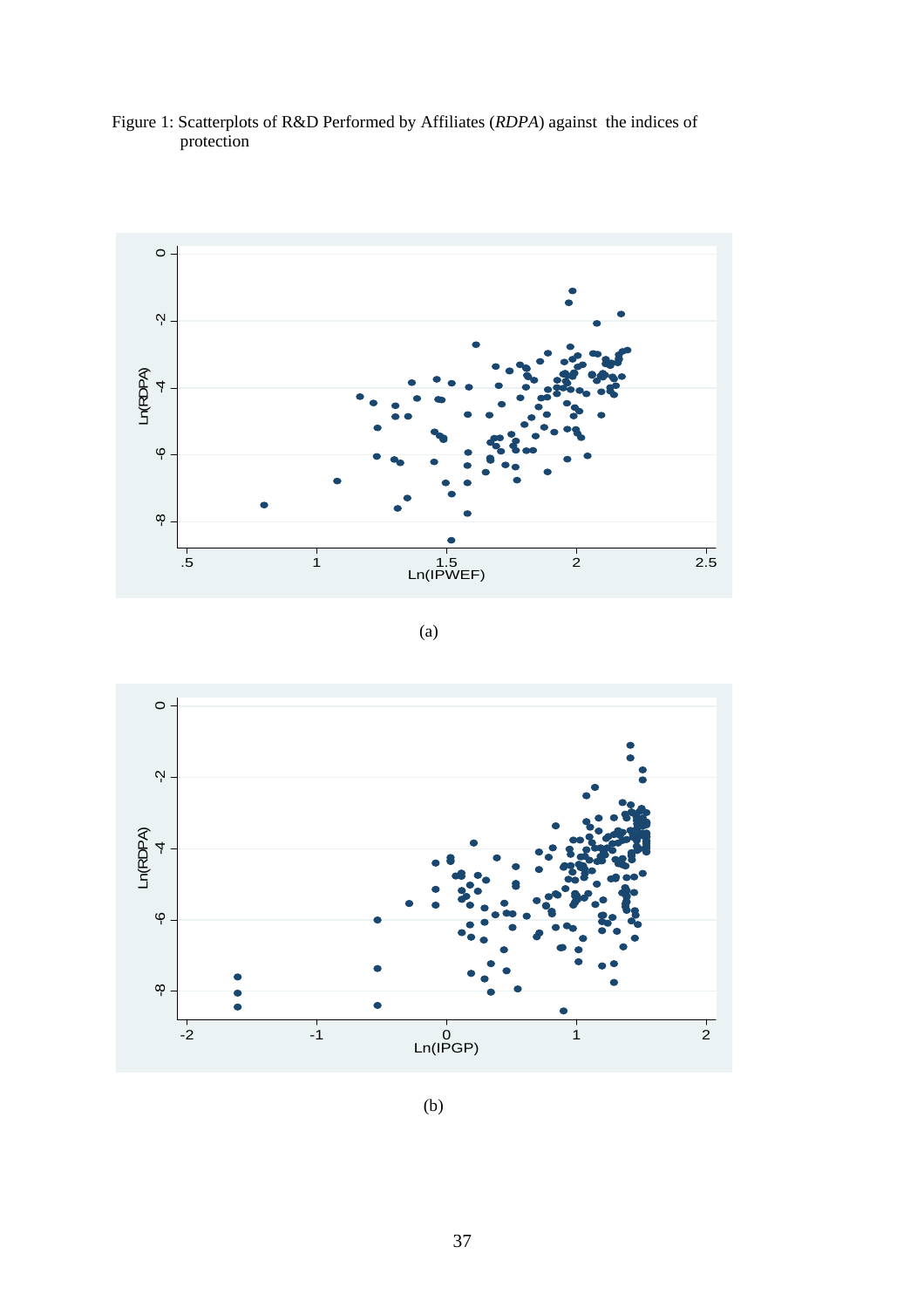Figure 1: Scatterplots of R&D Performed by Affiliates (*RDPA*) against the indices of protection

(a)

(b)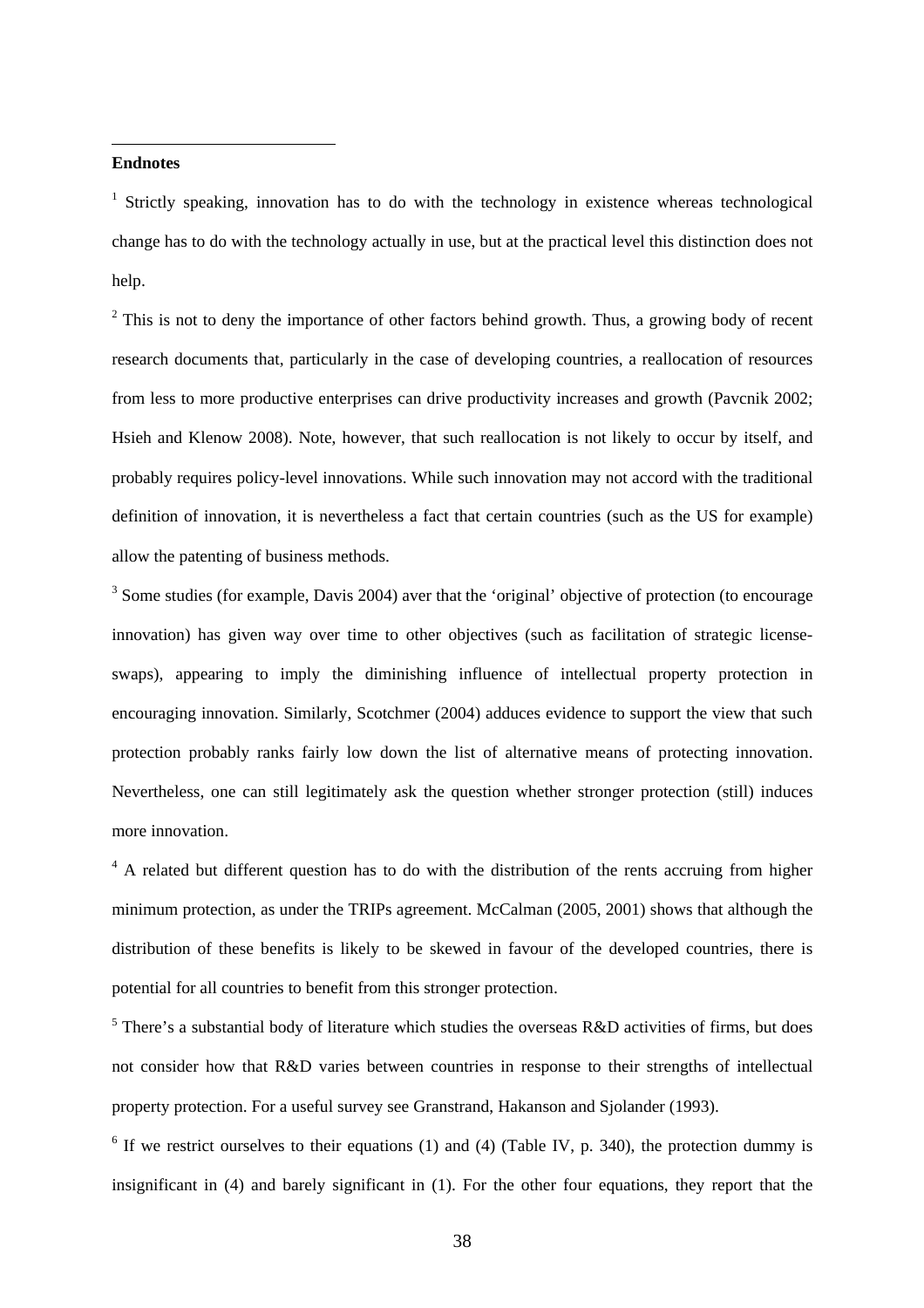**Endnotes**

[1] Strictly speaking, innovation has to do with the technology in existence whereas technological change has to do with the technology actually in use, but at the practical level this distinction does not help.

[2] This is not to deny the importance of other factors behind growth. Thus, a growing body of recent research documents that, particularly in the case of developing countries, a reallocation of resources from less to more productive enterprises can drive productivity increases and growth (Pavcnik 2002; Hsieh and Klenow 2008). Note, however, that such reallocation is not likely to occur by itself, and probably requires policy-level innovations. While such innovation may not accord with the traditional definition of innovation, it is nevertheless a fact that certain countries (such as the US for example) allow the patenting of business methods.

[3] Some studies (for example, Davis 2004) aver that the 'original' objective of protection (to encourage innovation) has given way over time to other objectives (such as facilitation of strategic license-swaps), appearing to imply the diminishing influence of intellectual property protection in encouraging innovation. Similarly, Scotchmer (2004) adduces evidence to support the view that such protection probably ranks fairly low down the list of alternative means of protecting innovation. Nevertheless, one can still legitimately ask the question whether stronger protection (still) induces more innovation.

[4] A related but different question has to do with the distribution of the rents accruing from higher minimum protection, as under the TRIPs agreement. McCalman (2005, 2001) shows that although the distribution of these benefits is likely to be skewed in favour of the developed countries, there is potential for all countries to benefit from this stronger protection.

[5] There's a substantial body of literature which studies the overseas R&D activities of firms, but does not consider how that R&D varies between countries in response to their strengths of intellectual property protection. For a useful survey see Granstrand, Hakanson and Sjolander (1993).

[6] If we restrict ourselves to their equations (1) and (4) (Table IV, p. 340), the protection dummy is insignificant in (4) and barely significant in (1). For the other four equations, they report that the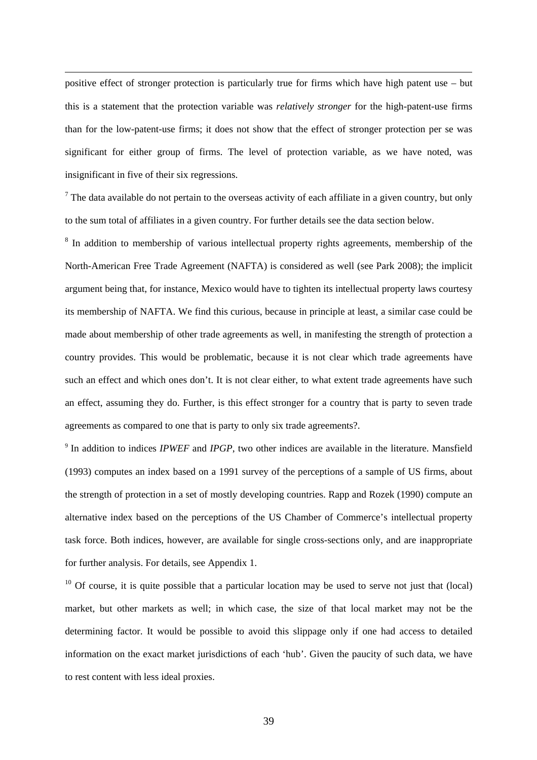positive effect of stronger protection is particularly true for firms which have high patent use – but this is a statement that the protection variable was *relatively stronger* for the high-patent-use firms than for the low-patent-use firms; it does not show that the effect of stronger protection per se was significant for either group of firms. The level of protection variable, as we have noted, was insignificant in five of their six regressions.

[7] The data available do not pertain to the overseas activity of each affiliate in a given country, but only to the sum total of affiliates in a given country. For further details see the data section below.

[8] In addition to membership of various intellectual property rights agreements, membership of the North-American Free Trade Agreement (NAFTA) is considered as well (see Park 2008); the implicit argument being that, for instance, Mexico would have to tighten its intellectual property laws courtesy its membership of NAFTA. We find this curious, because in principle at least, a similar case could be made about membership of other trade agreements as well, in manifesting the strength of protection a country provides. This would be problematic, because it is not clear which trade agreements have such an effect and which ones don't. It is not clear either, to what extent trade agreements have such an effect, assuming they do. Further, is this effect stronger for a country that is party to seven trade agreements as compared to one that is party to only six trade agreements?.

[9] In addition to indices *IPWEF* and *IPGP*, two other indices are available in the literature. Mansfield (1993) computes an index based on a 1991 survey of the perceptions of a sample of US firms, about the strength of protection in a set of mostly developing countries. Rapp and Rozek (1990) compute an alternative index based on the perceptions of the US Chamber of Commerce's intellectual property task force. Both indices, however, are available for single cross-sections only, and are inappropriate for further analysis. For details, see Appendix 1.

[10] Of course, it is quite possible that a particular location may be used to serve not just that (local) market, but other markets as well; in which case, the size of that local market may not be the determining factor. It would be possible to avoid this slippage only if one had access to detailed information on the exact market jurisdictions of each 'hub'. Given the paucity of such data, we have to rest content with less ideal proxies.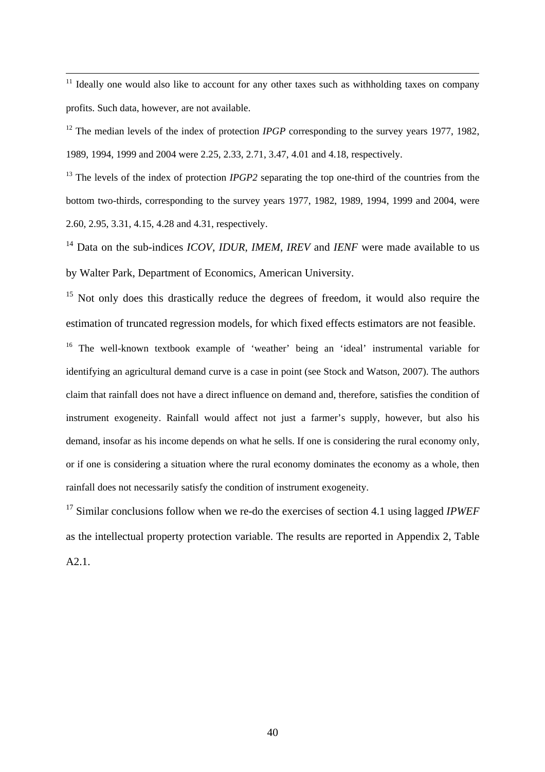[11] Ideally one would also like to account for any other taxes such as withholding taxes on company profits. Such data, however, are not available.

[12] The median levels of the index of protection *IPGP* corresponding to the survey years 1977, 1982, 1989, 1994, 1999 and 2004 were 2.25, 2.33, 2.71, 3.47, 4.01 and 4.18, respectively.

[13] The levels of the index of protection *IPGP2* separating the top one-third of the countries from the bottom two-thirds, corresponding to the survey years 1977, 1982, 1989, 1994, 1999 and 2004, were 2.60, 2.95, 3.31, 4.15, 4.28 and 4.31, respectively.

[14] Data on the sub-indices *ICOV*, *IDUR*, *IMEM*, *IREV* and *IENF* were made available to us by Walter Park, Department of Economics, American University.

[15] Not only does this drastically reduce the degrees of freedom, it would also require the estimation of truncated regression models, for which fixed effects estimators are not feasible.

[16] The well-known textbook example of 'weather' being an 'ideal' instrumental variable for identifying an agricultural demand curve is a case in point (see Stock and Watson, 2007). The authors claim that rainfall does not have a direct influence on demand and, therefore, satisfies the condition of instrument exogeneity. Rainfall would affect not just a farmer's supply, however, but also his demand, insofar as his income depends on what he sells. If one is considering the rural economy only, or if one is considering a situation where the rural economy dominates the economy as a whole, then rainfall does not necessarily satisfy the condition of instrument exogeneity.

[17] Similar conclusions follow when we re-do the exercises of section 4.1 using lagged *IPWEF* as the intellectual property protection variable. The results are reported in Appendix 2, Table A2.1.